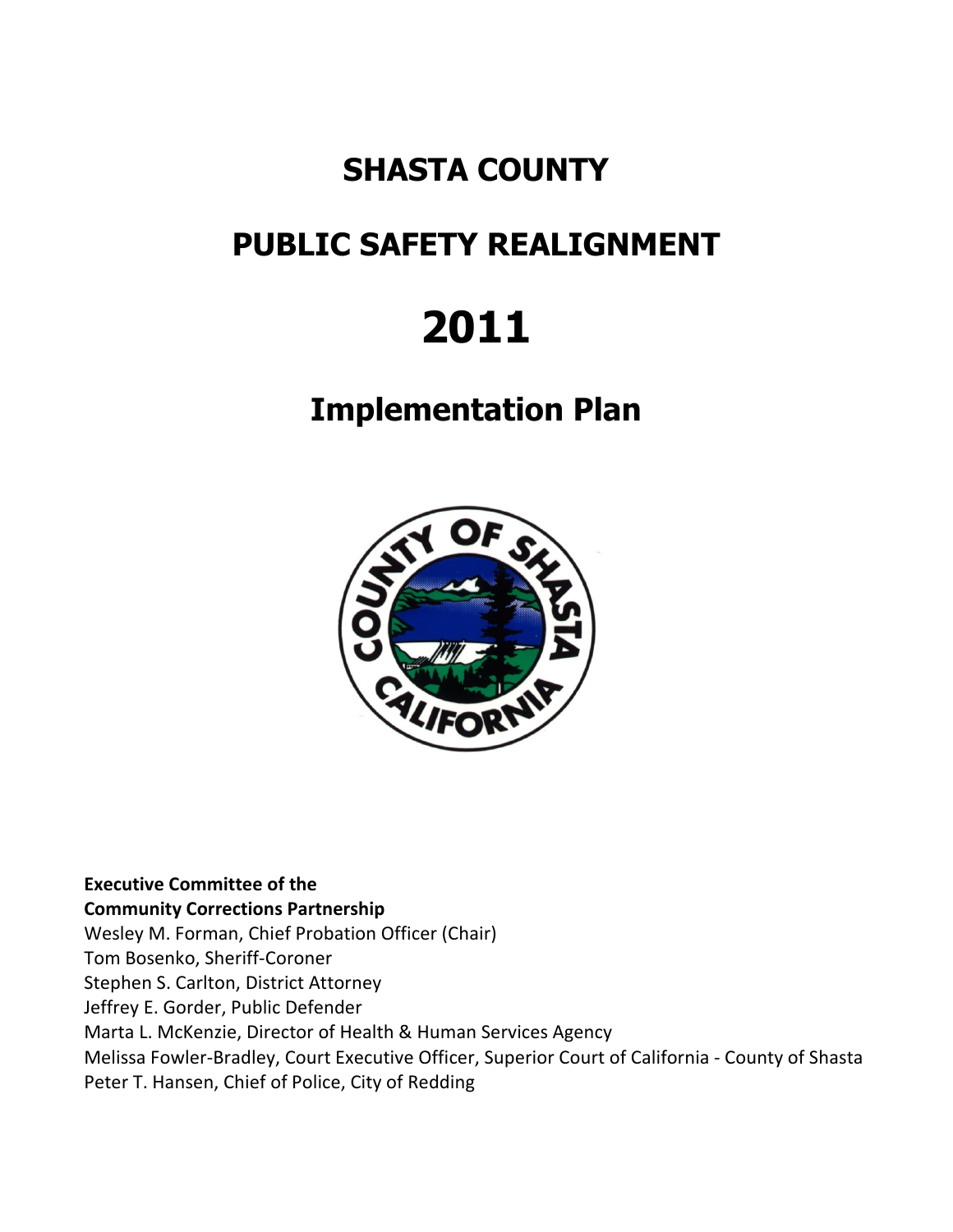# SHASTA COUNTY

# PUBLIC SAFETY REALIGNMENT

# 2011

## Implementation Plan

**Executive Committee of the**
**Community Corrections Partnership**
Wesley M. Forman, Chief Probation Officer (Chair)
Tom Bosenko, Sheriff-Coroner
Stephen S. Carlton, District Attorney
Jeffrey E. Gorder, Public Defender
Marta L. McKenzie, Director of Health & Human Services Agency
Melissa Fowler-Bradley, Court Executive Officer, Superior Court of California - County of Shasta
Peter T. Hansen, Chief of Police, City of Redding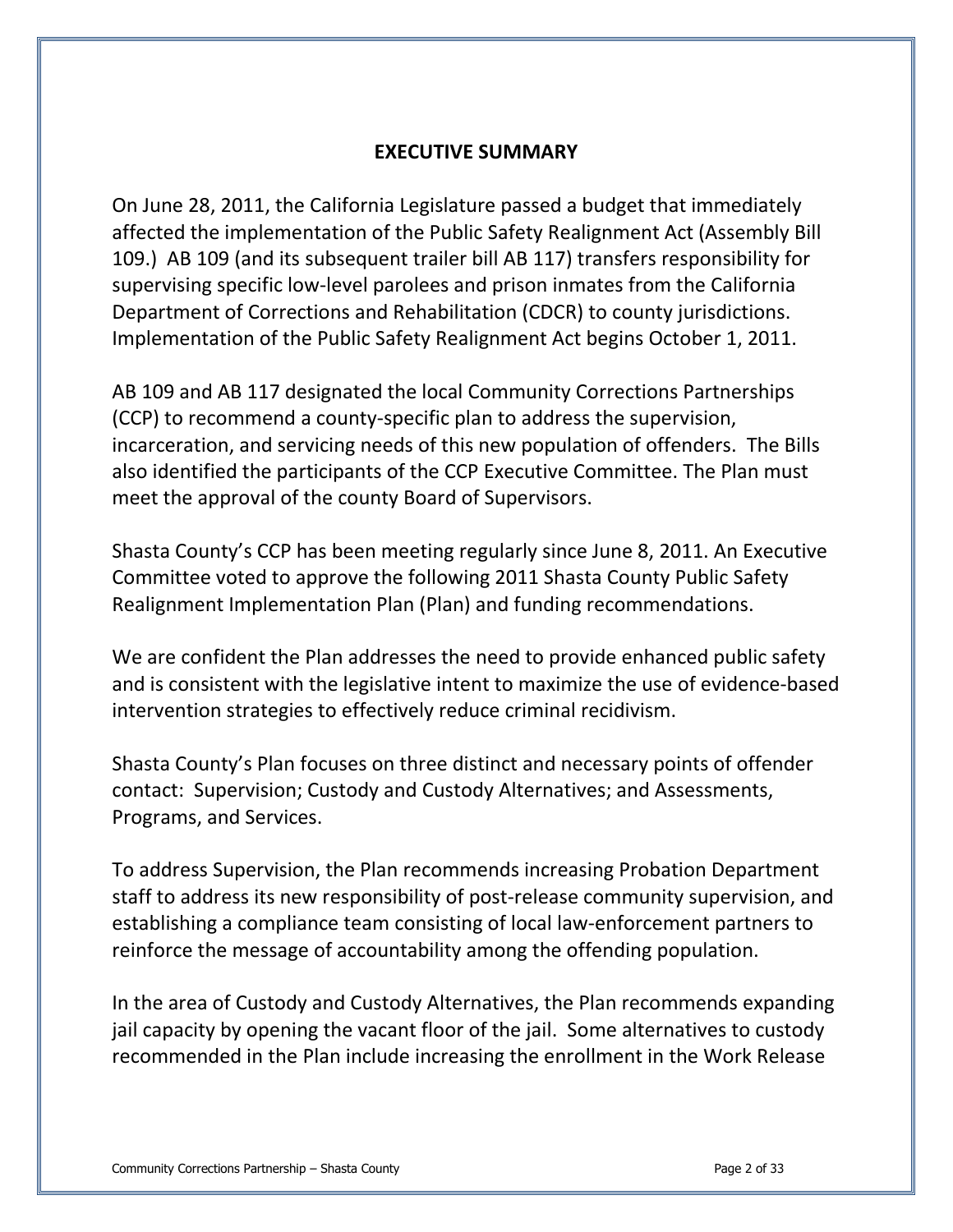## EXECUTIVE SUMMARY

On June 28, 2011, the California Legislature passed a budget that immediately affected the implementation of the Public Safety Realignment Act (Assembly Bill 109.) AB 109 (and its subsequent trailer bill AB 117) transfers responsibility for supervising specific low-level parolees and prison inmates from the California Department of Corrections and Rehabilitation (CDCR) to county jurisdictions. Implementation of the Public Safety Realignment Act begins October 1, 2011.

AB 109 and AB 117 designated the local Community Corrections Partnerships (CCP) to recommend a county-specific plan to address the supervision, incarceration, and servicing needs of this new population of offenders. The Bills also identified the participants of the CCP Executive Committee. The Plan must meet the approval of the county Board of Supervisors.

Shasta County's CCP has been meeting regularly since June 8, 2011. An Executive Committee voted to approve the following 2011 Shasta County Public Safety Realignment Implementation Plan (Plan) and funding recommendations.

We are confident the Plan addresses the need to provide enhanced public safety and is consistent with the legislative intent to maximize the use of evidence-based intervention strategies to effectively reduce criminal recidivism.

Shasta County's Plan focuses on three distinct and necessary points of offender contact: Supervision; Custody and Custody Alternatives; and Assessments, Programs, and Services.

To address Supervision, the Plan recommends increasing Probation Department staff to address its new responsibility of post-release community supervision, and establishing a compliance team consisting of local law-enforcement partners to reinforce the message of accountability among the offending population.

In the area of Custody and Custody Alternatives, the Plan recommends expanding jail capacity by opening the vacant floor of the jail. Some alternatives to custody recommended in the Plan include increasing the enrollment in the Work Release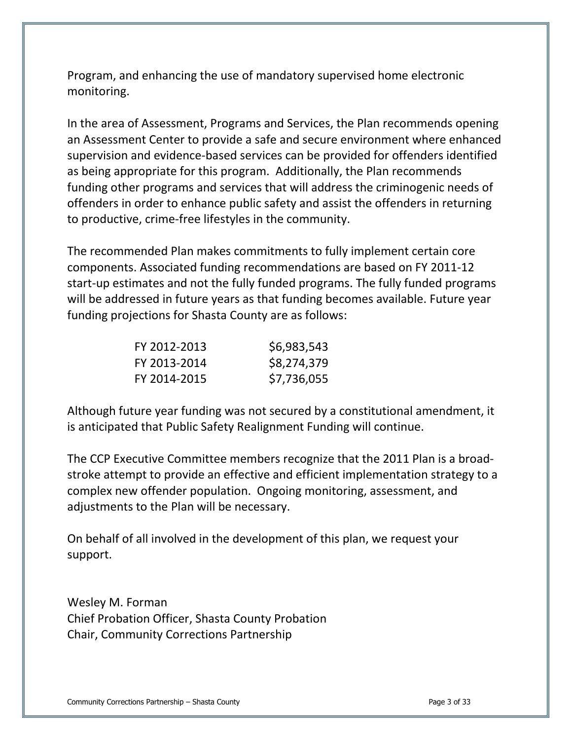Program, and enhancing the use of mandatory supervised home electronic monitoring.

In the area of Assessment, Programs and Services, the Plan recommends opening an Assessment Center to provide a safe and secure environment where enhanced supervision and evidence-based services can be provided for offenders identified as being appropriate for this program. Additionally, the Plan recommends funding other programs and services that will address the criminogenic needs of offenders in order to enhance public safety and assist the offenders in returning to productive, crime-free lifestyles in the community.

The recommended Plan makes commitments to fully implement certain core components. Associated funding recommendations are based on FY 2011-12 start-up estimates and not the fully funded programs. The fully funded programs will be addressed in future years as that funding becomes available. Future year funding projections for Shasta County are as follows:

| | |
|---|---|
| FY 2012-2013 | $6,983,543 |
| FY 2013-2014 | $8,274,379 |
| FY 2014-2015 | $7,736,055 |

Although future year funding was not secured by a constitutional amendment, it is anticipated that Public Safety Realignment Funding will continue.

The CCP Executive Committee members recognize that the 2011 Plan is a broad-stroke attempt to provide an effective and efficient implementation strategy to a complex new offender population. Ongoing monitoring, assessment, and adjustments to the Plan will be necessary.

On behalf of all involved in the development of this plan, we request your support.

Wesley M. Forman
Chief Probation Officer, Shasta County Probation
Chair, Community Corrections Partnership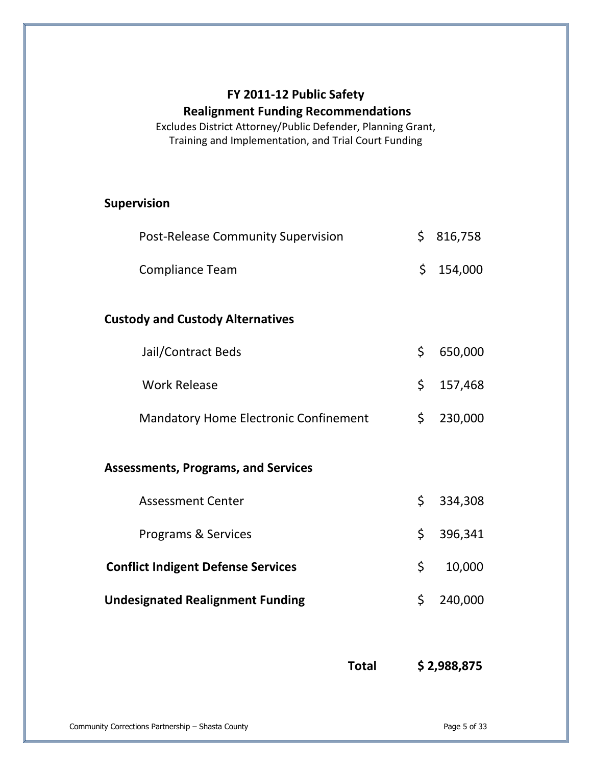# FY 2011-12 Public Safety Realignment Funding Recommendations

Excludes District Attorney/Public Defender, Planning Grant, Training and Implementation, and Trial Court Funding

| | |
|---|---|
| **Supervision** | |
| Post-Release Community Supervision | $ 816,758 |
| Compliance Team | $ 154,000 |
| **Custody and Custody Alternatives** | |
| Jail/Contract Beds | $ 650,000 |
| Work Release | $ 157,468 |
| Mandatory Home Electronic Confinement | $ 230,000 |
| **Assessments, Programs, and Services** | |
| Assessment Center | $ 334,308 |
| Programs & Services | $ 396,341 |
| **Conflict Indigent Defense Services** | $ 10,000 |
| **Undesignated Realignment Funding** | $ 240,000 |
| **Total** | **$ 2,988,875** |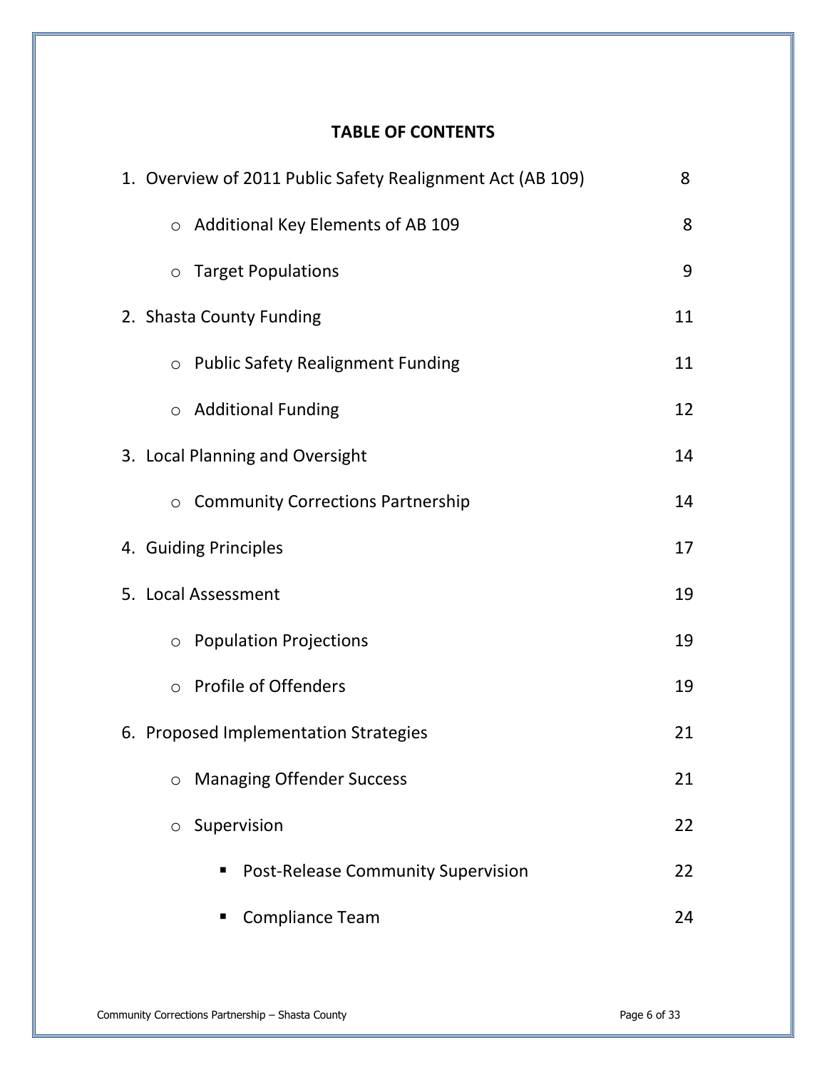## TABLE OF CONTENTS

1. Overview of 2011 Public Safety Realignment Act (AB 109) 8
   - Additional Key Elements of AB 109 8
   - Target Populations 9
2. Shasta County Funding 11
   - Public Safety Realignment Funding 11
   - Additional Funding 12
3. Local Planning and Oversight 14
   - Community Corrections Partnership 14
4. Guiding Principles 17
5. Local Assessment 19
   - Population Projections 19
   - Profile of Offenders 19
6. Proposed Implementation Strategies 21
   - Managing Offender Success 21
   - Supervision 22
     - Post-Release Community Supervision 22
     - Compliance Team 24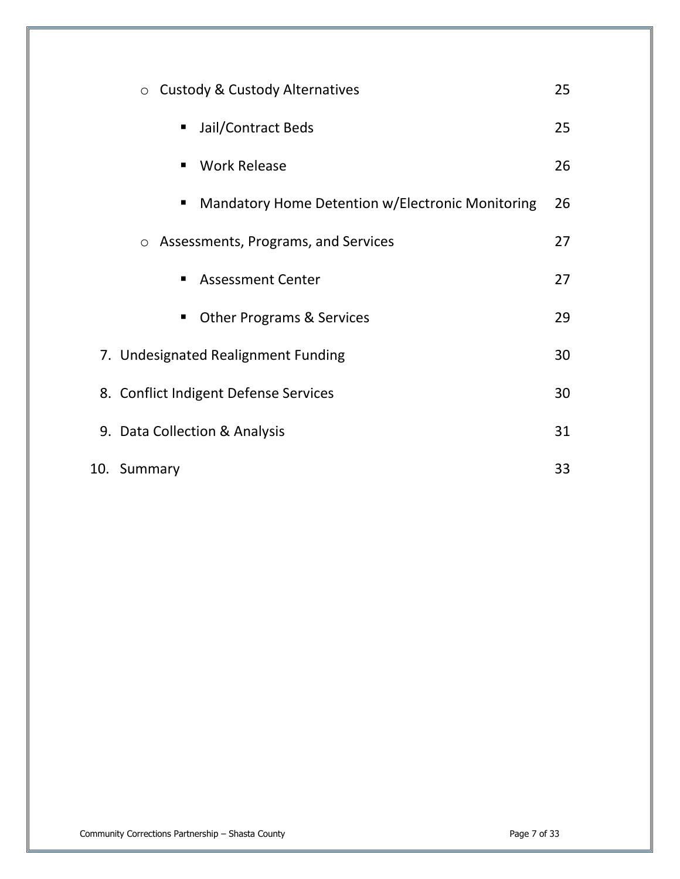- Custody & Custody Alternatives 25
  - Jail/Contract Beds 25
  - Work Release 26
  - Mandatory Home Detention w/Electronic Monitoring 26
- Assessments, Programs, and Services 27
  - Assessment Center 27
  - Other Programs & Services 29

7. Undesignated Realignment Funding 30
8. Conflict Indigent Defense Services 30
9. Data Collection & Analysis 31
10. Summary 33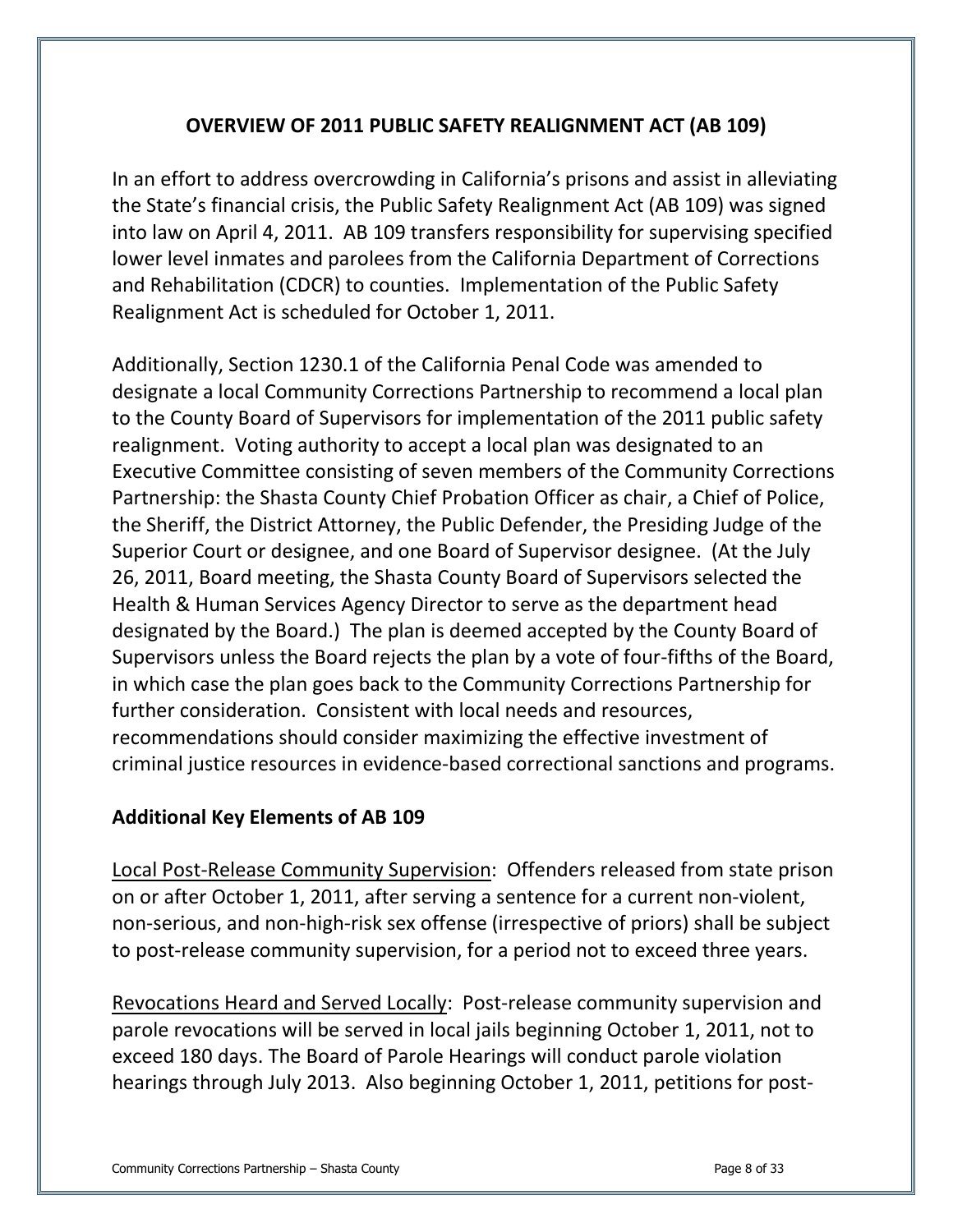## OVERVIEW OF 2011 PUBLIC SAFETY REALIGNMENT ACT (AB 109)

In an effort to address overcrowding in California's prisons and assist in alleviating the State's financial crisis, the Public Safety Realignment Act (AB 109) was signed into law on April 4, 2011. AB 109 transfers responsibility for supervising specified lower level inmates and parolees from the California Department of Corrections and Rehabilitation (CDCR) to counties. Implementation of the Public Safety Realignment Act is scheduled for October 1, 2011.

Additionally, Section 1230.1 of the California Penal Code was amended to designate a local Community Corrections Partnership to recommend a local plan to the County Board of Supervisors for implementation of the 2011 public safety realignment. Voting authority to accept a local plan was designated to an Executive Committee consisting of seven members of the Community Corrections Partnership: the Shasta County Chief Probation Officer as chair, a Chief of Police, the Sheriff, the District Attorney, the Public Defender, the Presiding Judge of the Superior Court or designee, and one Board of Supervisor designee. (At the July 26, 2011, Board meeting, the Shasta County Board of Supervisors selected the Health & Human Services Agency Director to serve as the department head designated by the Board.) The plan is deemed accepted by the County Board of Supervisors unless the Board rejects the plan by a vote of four-fifths of the Board, in which case the plan goes back to the Community Corrections Partnership for further consideration. Consistent with local needs and resources, recommendations should consider maximizing the effective investment of criminal justice resources in evidence-based correctional sanctions and programs.

### Additional Key Elements of AB 109

Local Post-Release Community Supervision: Offenders released from state prison on or after October 1, 2011, after serving a sentence for a current non-violent, non-serious, and non-high-risk sex offense (irrespective of priors) shall be subject to post-release community supervision, for a period not to exceed three years.

Revocations Heard and Served Locally: Post-release community supervision and parole revocations will be served in local jails beginning October 1, 2011, not to exceed 180 days. The Board of Parole Hearings will conduct parole violation hearings through July 2013. Also beginning October 1, 2011, petitions for post-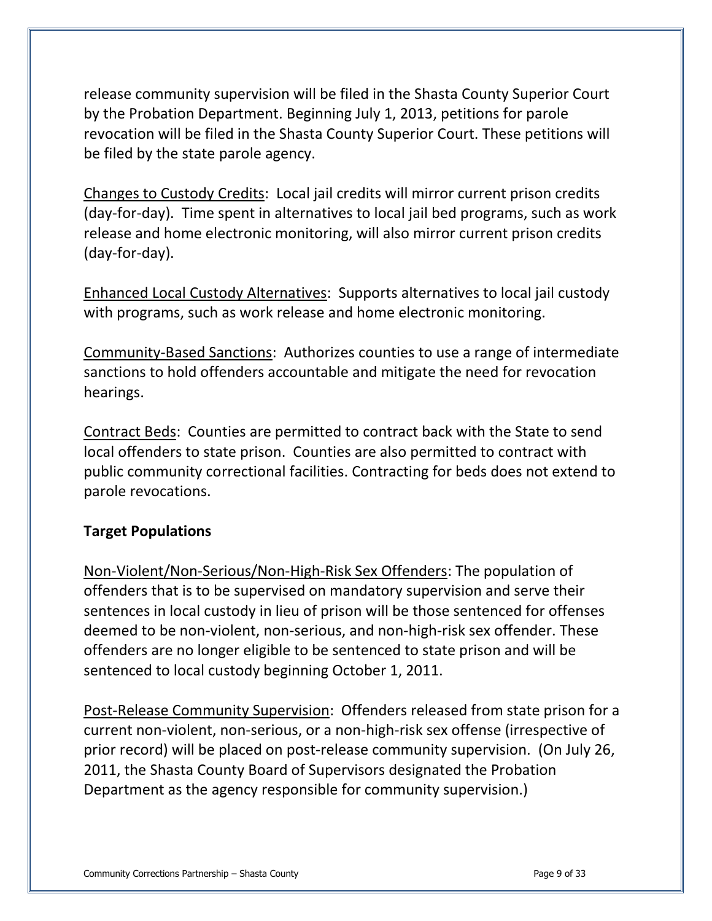release community supervision will be filed in the Shasta County Superior Court by the Probation Department. Beginning July 1, 2013, petitions for parole revocation will be filed in the Shasta County Superior Court. These petitions will be filed by the state parole agency.

Changes to Custody Credits: Local jail credits will mirror current prison credits (day-for-day). Time spent in alternatives to local jail bed programs, such as work release and home electronic monitoring, will also mirror current prison credits (day-for-day).

Enhanced Local Custody Alternatives: Supports alternatives to local jail custody with programs, such as work release and home electronic monitoring.

Community-Based Sanctions: Authorizes counties to use a range of intermediate sanctions to hold offenders accountable and mitigate the need for revocation hearings.

Contract Beds: Counties are permitted to contract back with the State to send local offenders to state prison. Counties are also permitted to contract with public community correctional facilities. Contracting for beds does not extend to parole revocations.

**Target Populations**

Non-Violent/Non-Serious/Non-High-Risk Sex Offenders: The population of offenders that is to be supervised on mandatory supervision and serve their sentences in local custody in lieu of prison will be those sentenced for offenses deemed to be non-violent, non-serious, and non-high-risk sex offender. These offenders are no longer eligible to be sentenced to state prison and will be sentenced to local custody beginning October 1, 2011.

Post-Release Community Supervision: Offenders released from state prison for a current non-violent, non-serious, or a non-high-risk sex offense (irrespective of prior record) will be placed on post-release community supervision. (On July 26, 2011, the Shasta County Board of Supervisors designated the Probation Department as the agency responsible for community supervision.)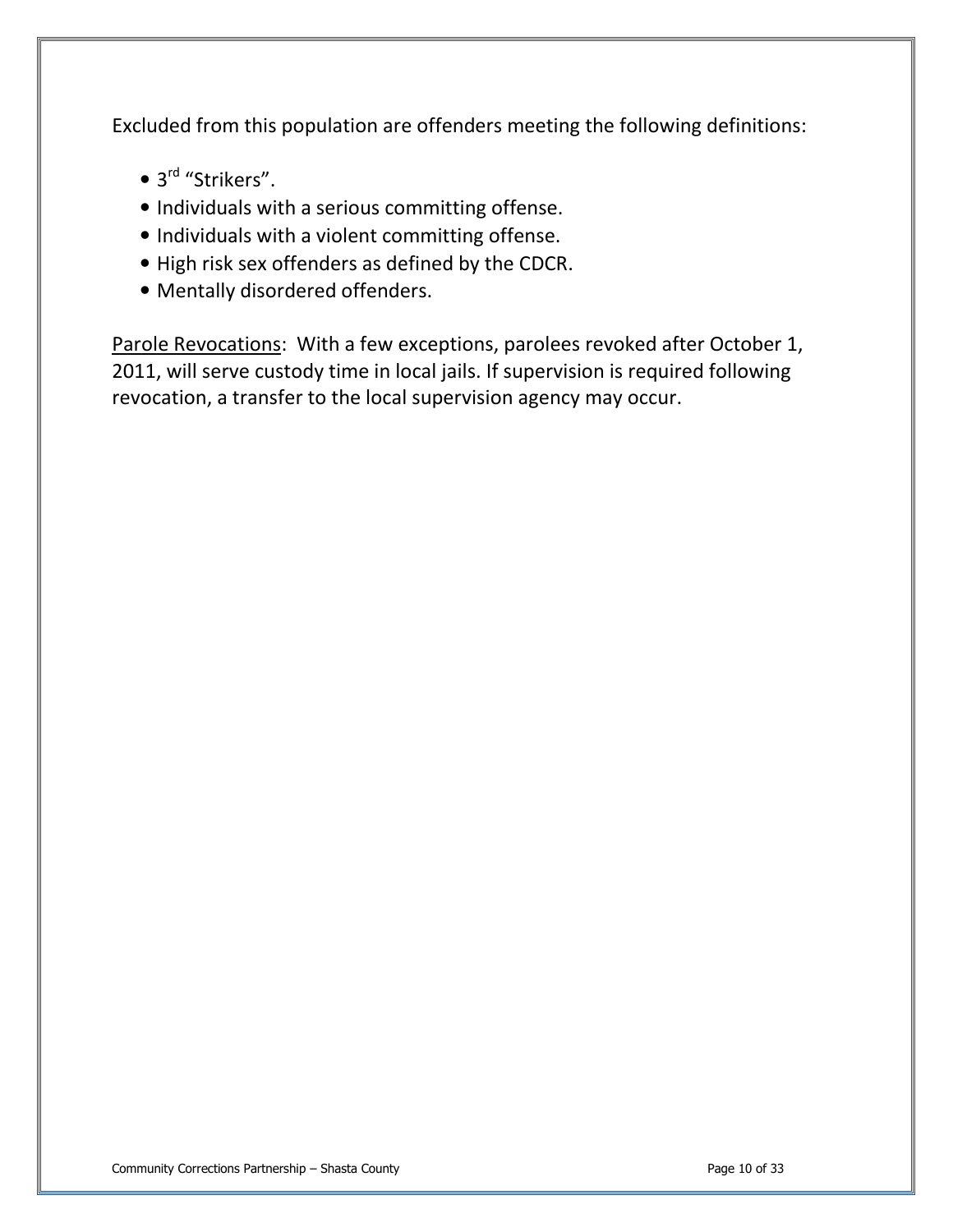Excluded from this population are offenders meeting the following definitions:

- 3rd "Strikers".
- Individuals with a serious committing offense.
- Individuals with a violent committing offense.
- High risk sex offenders as defined by the CDCR.
- Mentally disordered offenders.

<u>Parole Revocations</u>: With a few exceptions, parolees revoked after October 1, 2011, will serve custody time in local jails. If supervision is required following revocation, a transfer to the local supervision agency may occur.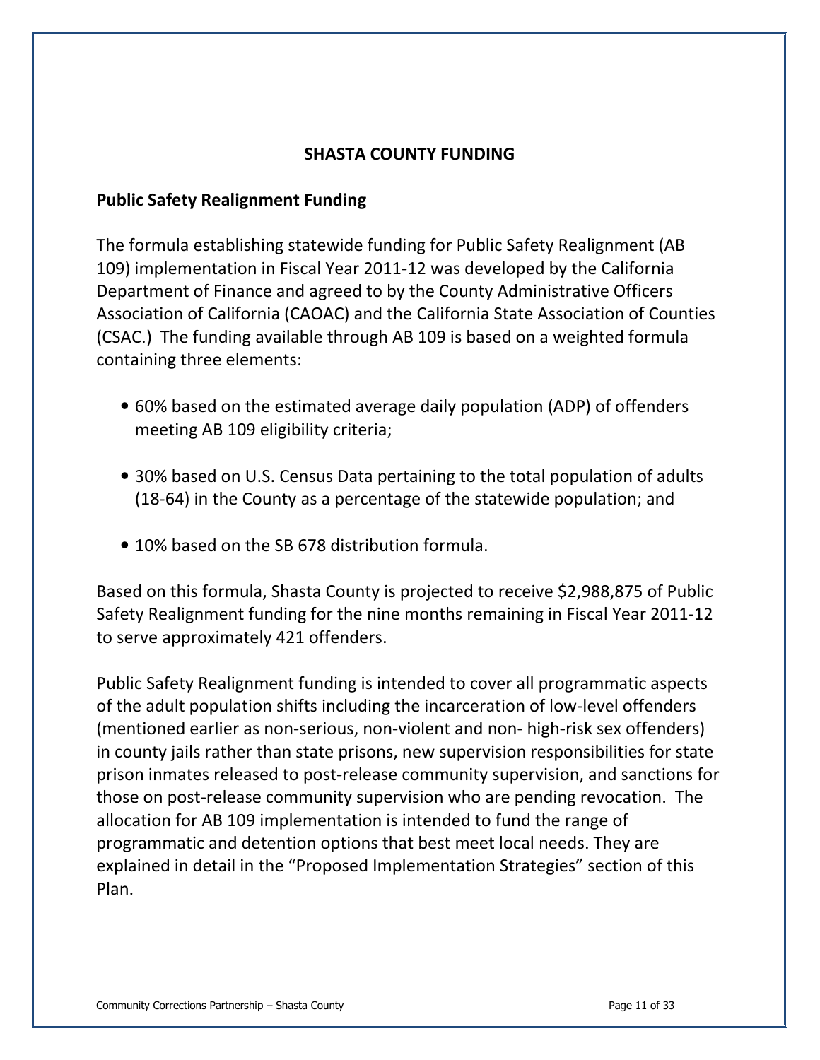# SHASTA COUNTY FUNDING

## Public Safety Realignment Funding

The formula establishing statewide funding for Public Safety Realignment (AB 109) implementation in Fiscal Year 2011-12 was developed by the California Department of Finance and agreed to by the County Administrative Officers Association of California (CAOAC) and the California State Association of Counties (CSAC.) The funding available through AB 109 is based on a weighted formula containing three elements:

- 60% based on the estimated average daily population (ADP) of offenders meeting AB 109 eligibility criteria;
- 30% based on U.S. Census Data pertaining to the total population of adults (18-64) in the County as a percentage of the statewide population; and
- 10% based on the SB 678 distribution formula.

Based on this formula, Shasta County is projected to receive $2,988,875 of Public Safety Realignment funding for the nine months remaining in Fiscal Year 2011-12 to serve approximately 421 offenders.

Public Safety Realignment funding is intended to cover all programmatic aspects of the adult population shifts including the incarceration of low-level offenders (mentioned earlier as non-serious, non-violent and non- high-risk sex offenders) in county jails rather than state prisons, new supervision responsibilities for state prison inmates released to post-release community supervision, and sanctions for those on post-release community supervision who are pending revocation. The allocation for AB 109 implementation is intended to fund the range of programmatic and detention options that best meet local needs. They are explained in detail in the "Proposed Implementation Strategies" section of this Plan.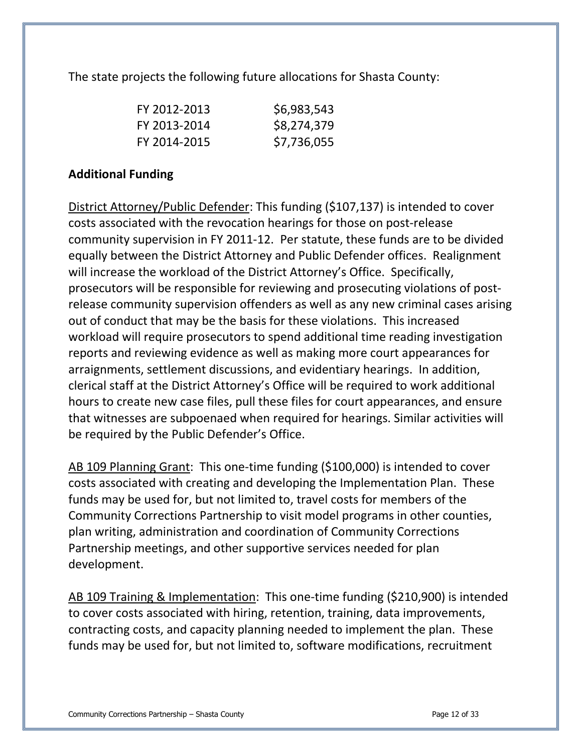The state projects the following future allocations for Shasta County:

| | |
|---|---|
| FY 2012-2013 | $6,983,543 |
| FY 2013-2014 | $8,274,379 |
| FY 2014-2015 | $7,736,055 |

**Additional Funding**

District Attorney/Public Defender: This funding ($107,137) is intended to cover costs associated with the revocation hearings for those on post-release community supervision in FY 2011-12. Per statute, these funds are to be divided equally between the District Attorney and Public Defender offices. Realignment will increase the workload of the District Attorney's Office. Specifically, prosecutors will be responsible for reviewing and prosecuting violations of post-release community supervision offenders as well as any new criminal cases arising out of conduct that may be the basis for these violations. This increased workload will require prosecutors to spend additional time reading investigation reports and reviewing evidence as well as making more court appearances for arraignments, settlement discussions, and evidentiary hearings. In addition, clerical staff at the District Attorney's Office will be required to work additional hours to create new case files, pull these files for court appearances, and ensure that witnesses are subpoenaed when required for hearings. Similar activities will be required by the Public Defender's Office.

AB 109 Planning Grant: This one-time funding ($100,000) is intended to cover costs associated with creating and developing the Implementation Plan. These funds may be used for, but not limited to, travel costs for members of the Community Corrections Partnership to visit model programs in other counties, plan writing, administration and coordination of Community Corrections Partnership meetings, and other supportive services needed for plan development.

AB 109 Training & Implementation: This one-time funding ($210,900) is intended to cover costs associated with hiring, retention, training, data improvements, contracting costs, and capacity planning needed to implement the plan. These funds may be used for, but not limited to, software modifications, recruitment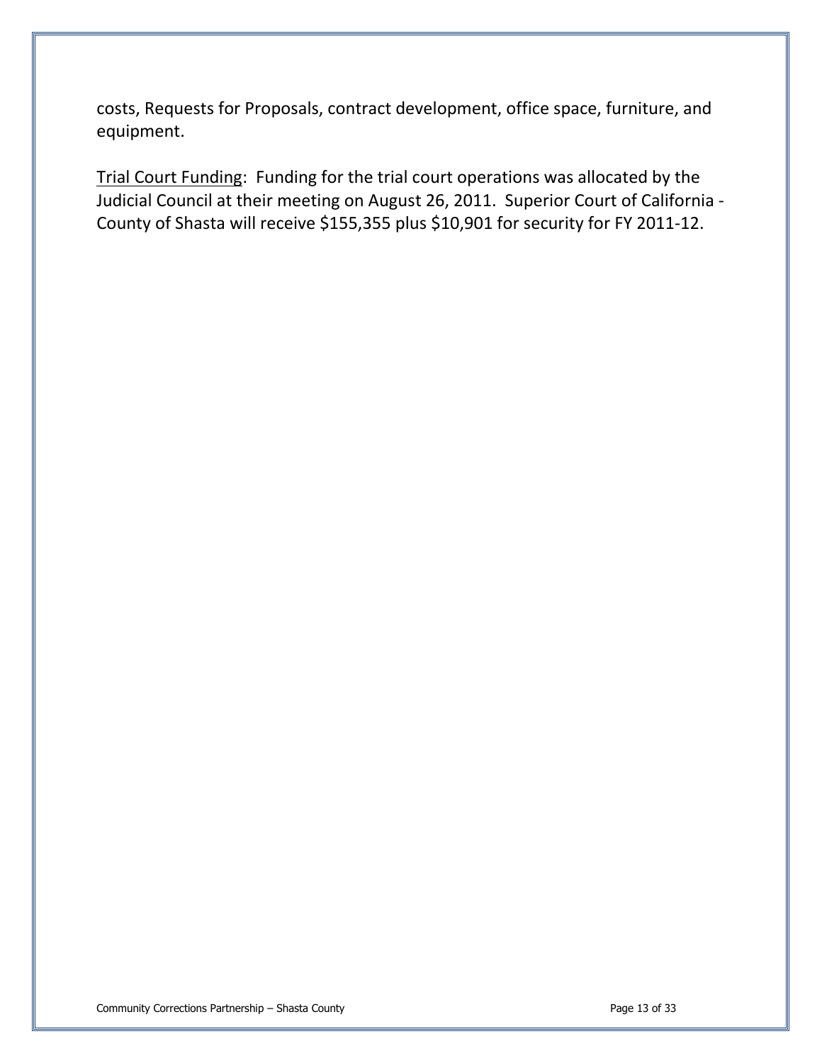costs, Requests for Proposals, contract development, office space, furniture, and equipment.

<u>Trial Court Funding</u>: Funding for the trial court operations was allocated by the Judicial Council at their meeting on August 26, 2011. Superior Court of California - County of Shasta will receive $155,355 plus $10,901 for security for FY 2011-12.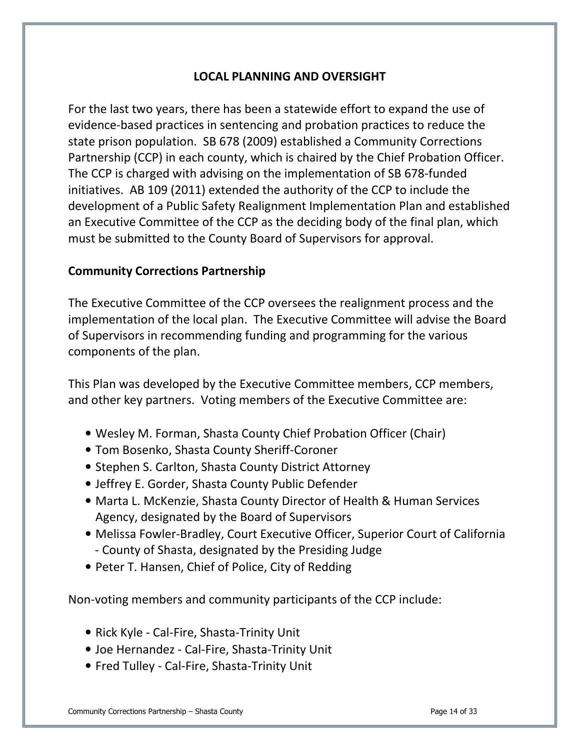## LOCAL PLANNING AND OVERSIGHT

For the last two years, there has been a statewide effort to expand the use of evidence-based practices in sentencing and probation practices to reduce the state prison population. SB 678 (2009) established a Community Corrections Partnership (CCP) in each county, which is chaired by the Chief Probation Officer. The CCP is charged with advising on the implementation of SB 678-funded initiatives. AB 109 (2011) extended the authority of the CCP to include the development of a Public Safety Realignment Implementation Plan and established an Executive Committee of the CCP as the deciding body of the final plan, which must be submitted to the County Board of Supervisors for approval.

### Community Corrections Partnership

The Executive Committee of the CCP oversees the realignment process and the implementation of the local plan. The Executive Committee will advise the Board of Supervisors in recommending funding and programming for the various components of the plan.

This Plan was developed by the Executive Committee members, CCP members, and other key partners. Voting members of the Executive Committee are:

- Wesley M. Forman, Shasta County Chief Probation Officer (Chair)
- Tom Bosenko, Shasta County Sheriff-Coroner
- Stephen S. Carlton, Shasta County District Attorney
- Jeffrey E. Gorder, Shasta County Public Defender
- Marta L. McKenzie, Shasta County Director of Health & Human Services Agency, designated by the Board of Supervisors
- Melissa Fowler-Bradley, Court Executive Officer, Superior Court of California - County of Shasta, designated by the Presiding Judge
- Peter T. Hansen, Chief of Police, City of Redding

Non-voting members and community participants of the CCP include:

- Rick Kyle - Cal-Fire, Shasta-Trinity Unit
- Joe Hernandez - Cal-Fire, Shasta-Trinity Unit
- Fred Tulley - Cal-Fire, Shasta-Trinity Unit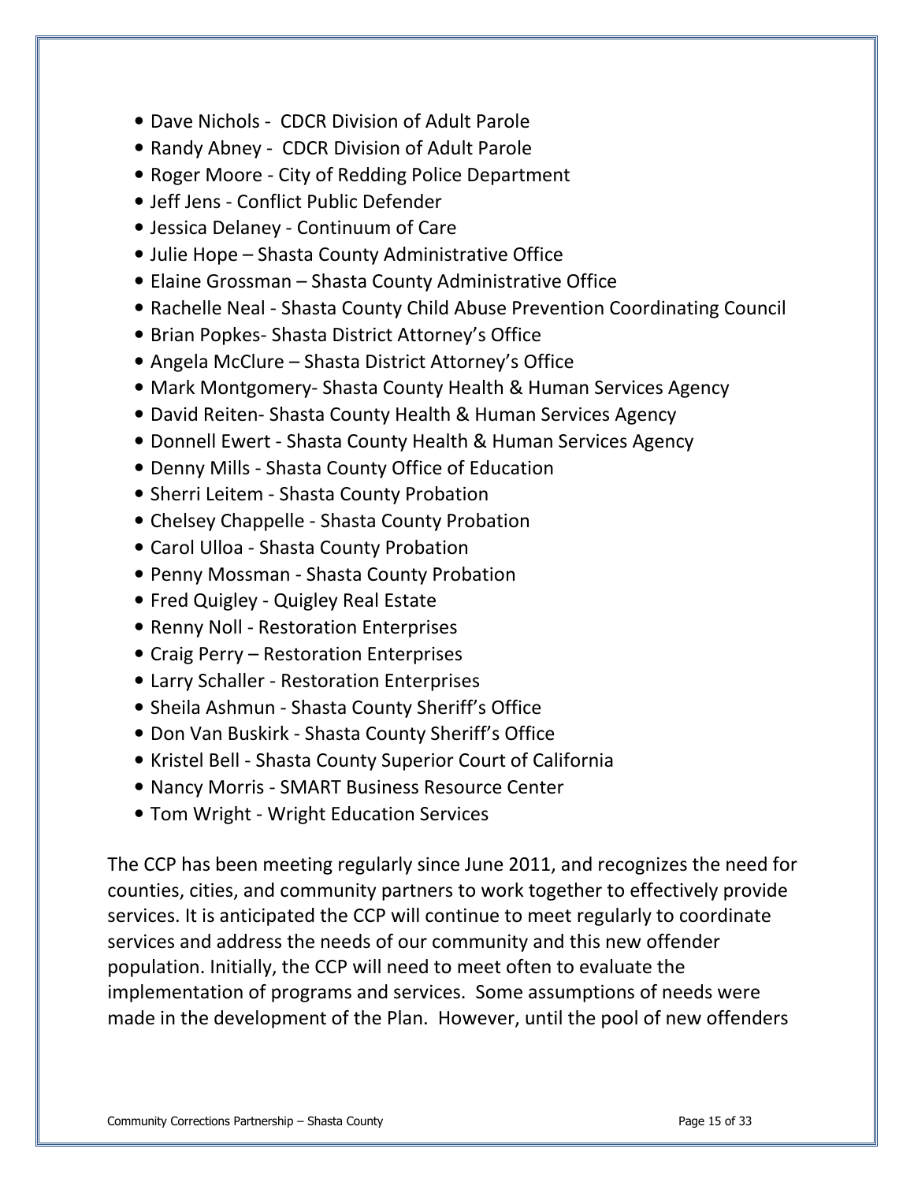- Dave Nichols - CDCR Division of Adult Parole
- Randy Abney - CDCR Division of Adult Parole
- Roger Moore - City of Redding Police Department
- Jeff Jens - Conflict Public Defender
- Jessica Delaney - Continuum of Care
- Julie Hope – Shasta County Administrative Office
- Elaine Grossman – Shasta County Administrative Office
- Rachelle Neal - Shasta County Child Abuse Prevention Coordinating Council
- Brian Popkes- Shasta District Attorney's Office
- Angela McClure – Shasta District Attorney's Office
- Mark Montgomery- Shasta County Health & Human Services Agency
- David Reiten- Shasta County Health & Human Services Agency
- Donnell Ewert - Shasta County Health & Human Services Agency
- Denny Mills - Shasta County Office of Education
- Sherri Leitem - Shasta County Probation
- Chelsey Chappelle - Shasta County Probation
- Carol Ulloa - Shasta County Probation
- Penny Mossman - Shasta County Probation
- Fred Quigley - Quigley Real Estate
- Renny Noll - Restoration Enterprises
- Craig Perry – Restoration Enterprises
- Larry Schaller - Restoration Enterprises
- Sheila Ashmun - Shasta County Sheriff's Office
- Don Van Buskirk - Shasta County Sheriff's Office
- Kristel Bell - Shasta County Superior Court of California
- Nancy Morris - SMART Business Resource Center
- Tom Wright - Wright Education Services

The CCP has been meeting regularly since June 2011, and recognizes the need for counties, cities, and community partners to work together to effectively provide services. It is anticipated the CCP will continue to meet regularly to coordinate services and address the needs of our community and this new offender population. Initially, the CCP will need to meet often to evaluate the implementation of programs and services. Some assumptions of needs were made in the development of the Plan. However, until the pool of new offenders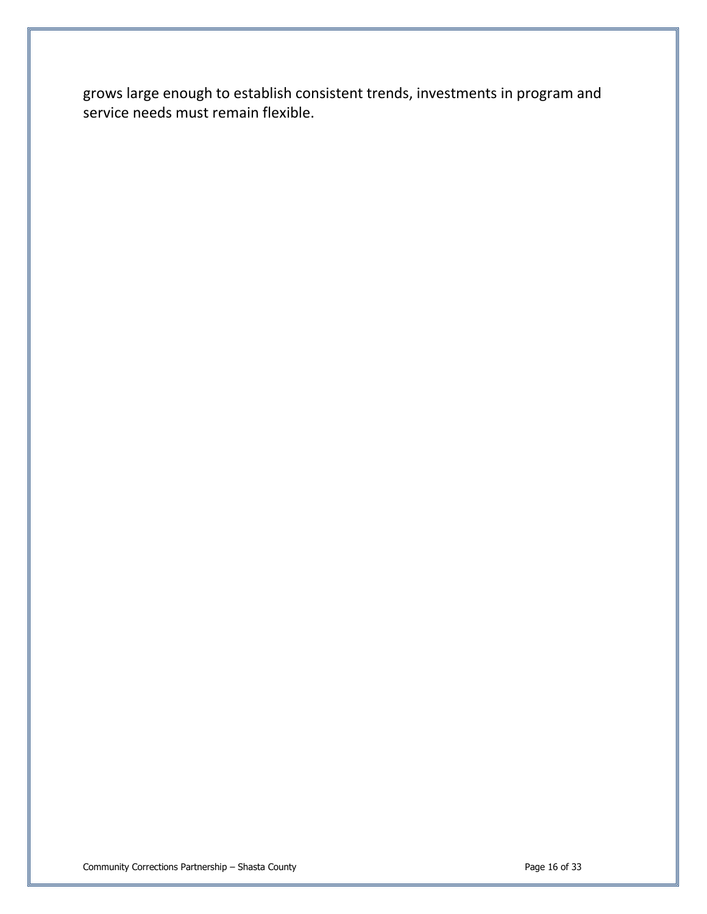grows large enough to establish consistent trends, investments in program and service needs must remain flexible.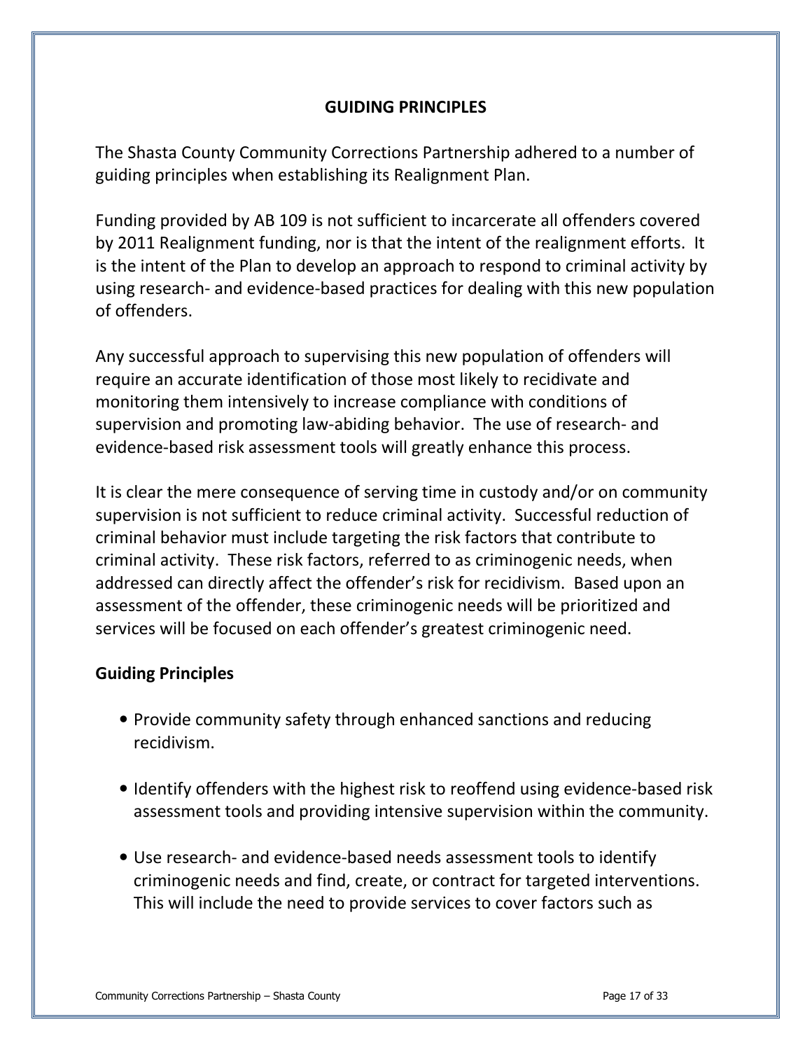## GUIDING PRINCIPLES

The Shasta County Community Corrections Partnership adhered to a number of guiding principles when establishing its Realignment Plan.

Funding provided by AB 109 is not sufficient to incarcerate all offenders covered by 2011 Realignment funding, nor is that the intent of the realignment efforts. It is the intent of the Plan to develop an approach to respond to criminal activity by using research- and evidence-based practices for dealing with this new population of offenders.

Any successful approach to supervising this new population of offenders will require an accurate identification of those most likely to recidivate and monitoring them intensively to increase compliance with conditions of supervision and promoting law-abiding behavior. The use of research- and evidence-based risk assessment tools will greatly enhance this process.

It is clear the mere consequence of serving time in custody and/or on community supervision is not sufficient to reduce criminal activity. Successful reduction of criminal behavior must include targeting the risk factors that contribute to criminal activity. These risk factors, referred to as criminogenic needs, when addressed can directly affect the offender's risk for recidivism. Based upon an assessment of the offender, these criminogenic needs will be prioritized and services will be focused on each offender's greatest criminogenic need.

### Guiding Principles

- Provide community safety through enhanced sanctions and reducing recidivism.
- Identify offenders with the highest risk to reoffend using evidence-based risk assessment tools and providing intensive supervision within the community.
- Use research- and evidence-based needs assessment tools to identify criminogenic needs and find, create, or contract for targeted interventions. This will include the need to provide services to cover factors such as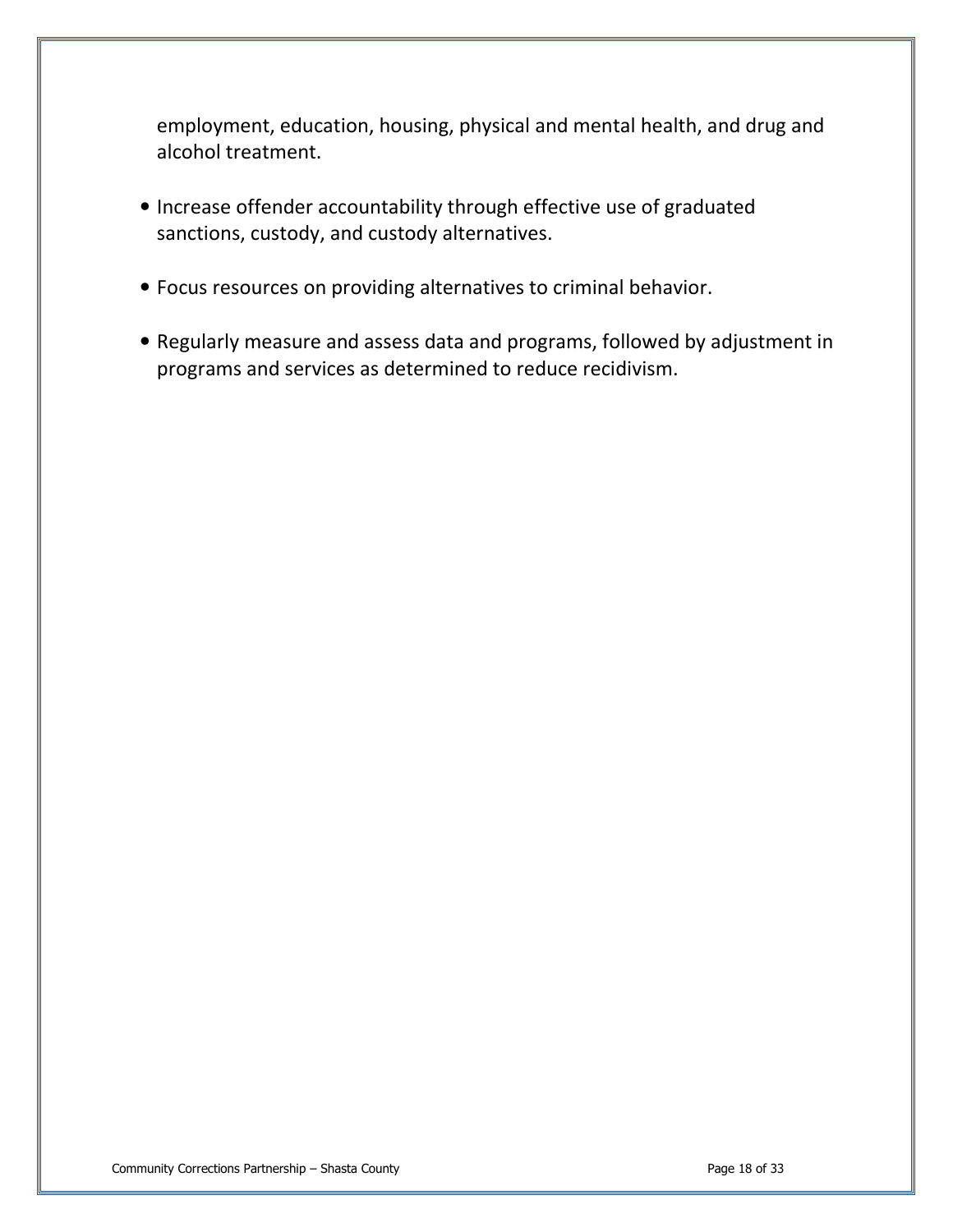employment, education, housing, physical and mental health, and drug and alcohol treatment.

- Increase offender accountability through effective use of graduated sanctions, custody, and custody alternatives.
- Focus resources on providing alternatives to criminal behavior.
- Regularly measure and assess data and programs, followed by adjustment in programs and services as determined to reduce recidivism.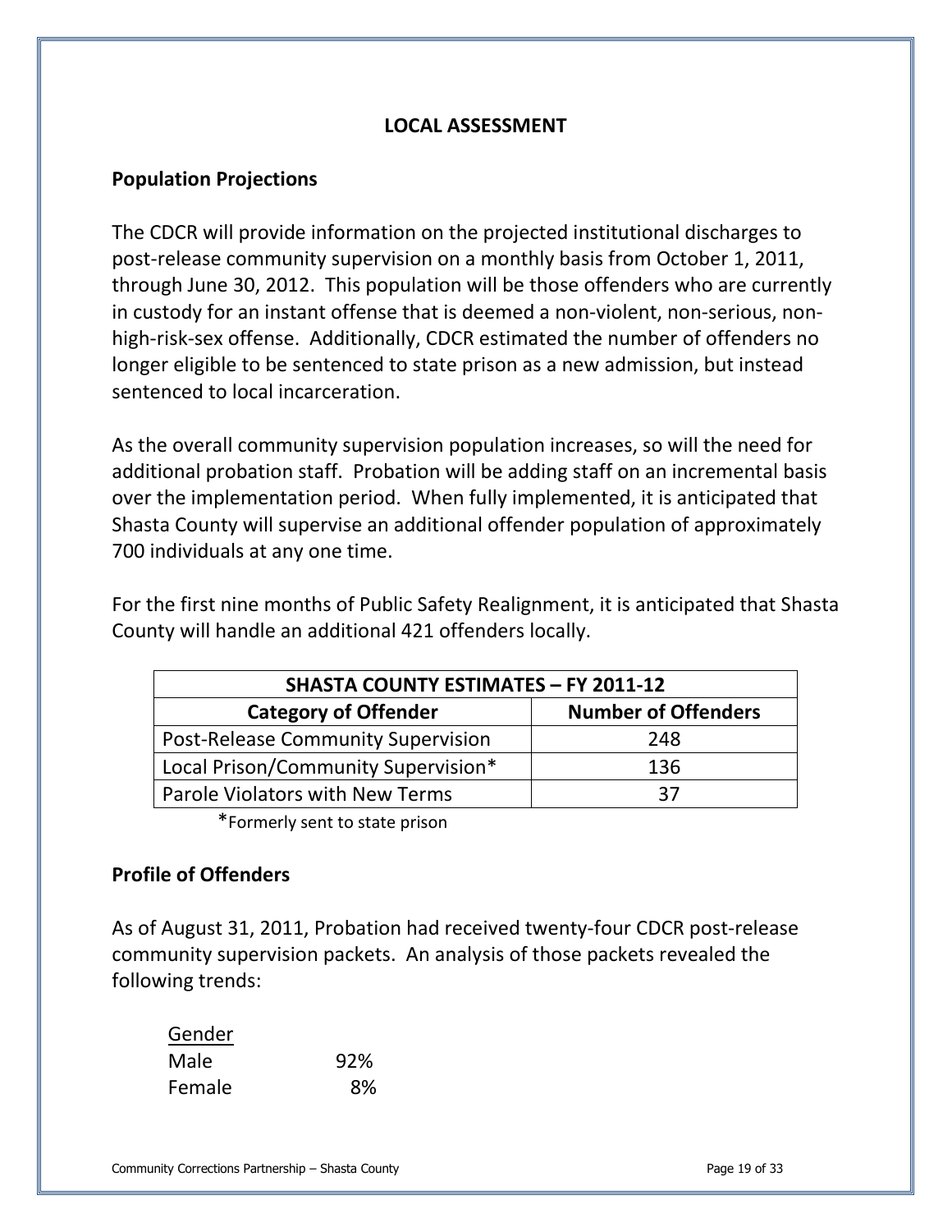## LOCAL ASSESSMENT

### Population Projections

The CDCR will provide information on the projected institutional discharges to post-release community supervision on a monthly basis from October 1, 2011, through June 30, 2012. This population will be those offenders who are currently in custody for an instant offense that is deemed a non-violent, non-serious, non-high-risk-sex offense. Additionally, CDCR estimated the number of offenders no longer eligible to be sentenced to state prison as a new admission, but instead sentenced to local incarceration.

As the overall community supervision population increases, so will the need for additional probation staff. Probation will be adding staff on an incremental basis over the implementation period. When fully implemented, it is anticipated that Shasta County will supervise an additional offender population of approximately 700 individuals at any one time.

For the first nine months of Public Safety Realignment, it is anticipated that Shasta County will handle an additional 421 offenders locally.

| SHASTA COUNTY ESTIMATES – FY 2011-12 | |
|---|---|
| **Category of Offender** | **Number of Offenders** |
| Post-Release Community Supervision | 248 |
| Local Prison/Community Supervision* | 136 |
| Parole Violators with New Terms | 37 |

*Formerly sent to state prison

### Profile of Offenders

As of August 31, 2011, Probation had received twenty-four CDCR post-release community supervision packets. An analysis of those packets revealed the following trends:

| Gender | |
|---|---|
| Male | 92% |
| Female | 8% |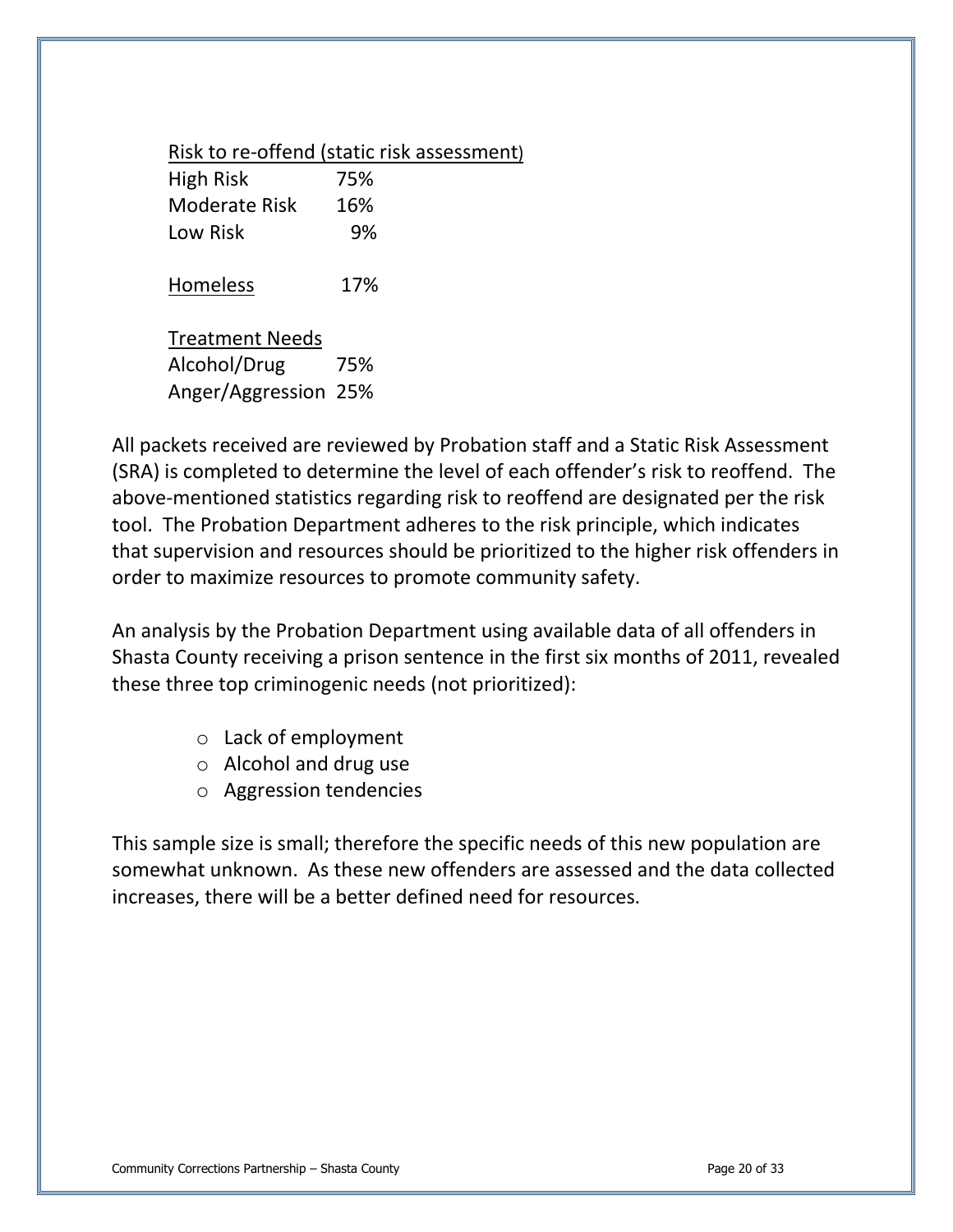<u>Risk to re-offend (static risk assessment)</u>

| | |
|---|---|
| High Risk | 75% |
| Moderate Risk | 16% |
| Low Risk | 9% |

<u>Homeless</u> 17%

<u>Treatment Needs</u>

| | |
|---|---|
| Alcohol/Drug | 75% |
| Anger/Aggression | 25% |

All packets received are reviewed by Probation staff and a Static Risk Assessment (SRA) is completed to determine the level of each offender's risk to reoffend. The above-mentioned statistics regarding risk to reoffend are designated per the risk tool. The Probation Department adheres to the risk principle, which indicates that supervision and resources should be prioritized to the higher risk offenders in order to maximize resources to promote community safety.

An analysis by the Probation Department using available data of all offenders in Shasta County receiving a prison sentence in the first six months of 2011, revealed these three top criminogenic needs (not prioritized):

- Lack of employment
- Alcohol and drug use
- Aggression tendencies

This sample size is small; therefore the specific needs of this new population are somewhat unknown. As these new offenders are assessed and the data collected increases, there will be a better defined need for resources.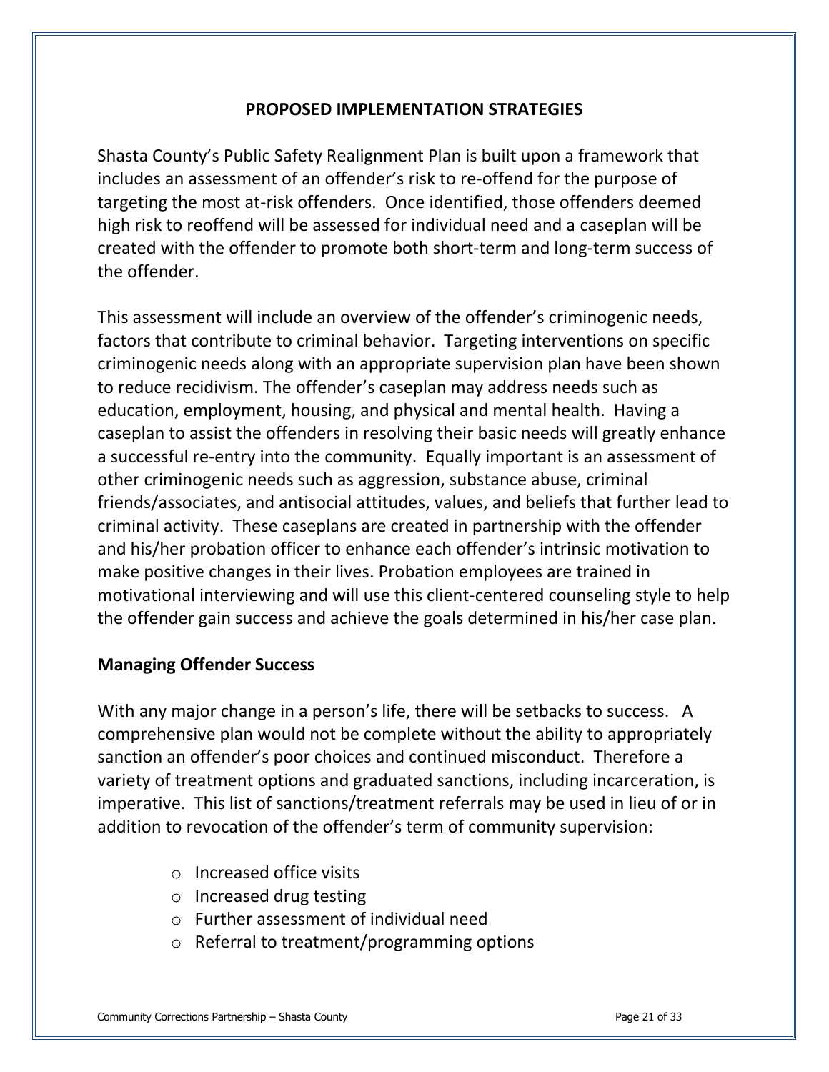## PROPOSED IMPLEMENTATION STRATEGIES

Shasta County's Public Safety Realignment Plan is built upon a framework that includes an assessment of an offender's risk to re-offend for the purpose of targeting the most at-risk offenders. Once identified, those offenders deemed high risk to reoffend will be assessed for individual need and a caseplan will be created with the offender to promote both short-term and long-term success of the offender.

This assessment will include an overview of the offender's criminogenic needs, factors that contribute to criminal behavior. Targeting interventions on specific criminogenic needs along with an appropriate supervision plan have been shown to reduce recidivism. The offender's caseplan may address needs such as education, employment, housing, and physical and mental health. Having a caseplan to assist the offenders in resolving their basic needs will greatly enhance a successful re-entry into the community. Equally important is an assessment of other criminogenic needs such as aggression, substance abuse, criminal friends/associates, and antisocial attitudes, values, and beliefs that further lead to criminal activity. These caseplans are created in partnership with the offender and his/her probation officer to enhance each offender's intrinsic motivation to make positive changes in their lives. Probation employees are trained in motivational interviewing and will use this client-centered counseling style to help the offender gain success and achieve the goals determined in his/her case plan.

### Managing Offender Success

With any major change in a person's life, there will be setbacks to success. A comprehensive plan would not be complete without the ability to appropriately sanction an offender's poor choices and continued misconduct. Therefore a variety of treatment options and graduated sanctions, including incarceration, is imperative. This list of sanctions/treatment referrals may be used in lieu of or in addition to revocation of the offender's term of community supervision:

- Increased office visits
- Increased drug testing
- Further assessment of individual need
- Referral to treatment/programming options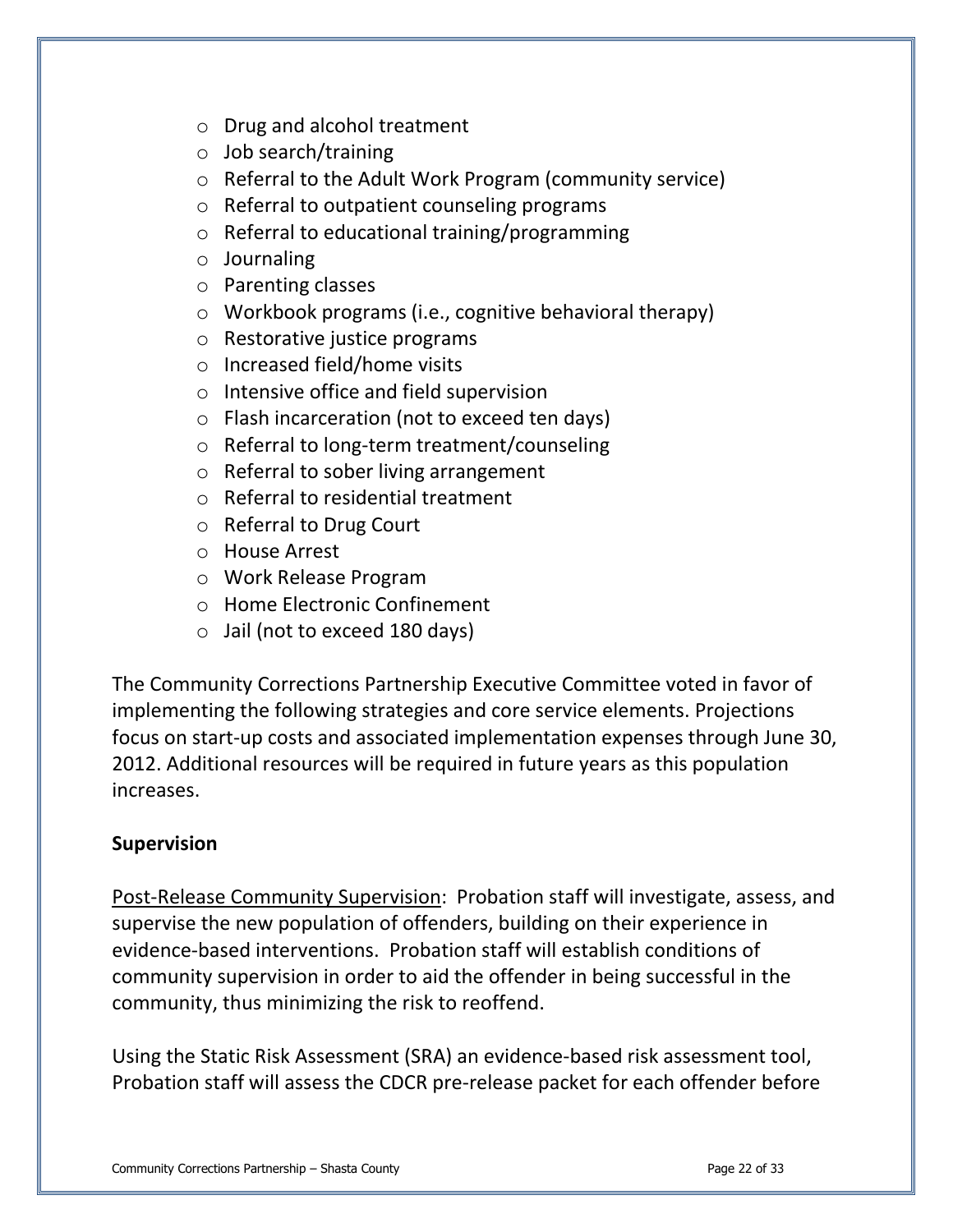- Drug and alcohol treatment
- Job search/training
- Referral to the Adult Work Program (community service)
- Referral to outpatient counseling programs
- Referral to educational training/programming
- Journaling
- Parenting classes
- Workbook programs (i.e., cognitive behavioral therapy)
- Restorative justice programs
- Increased field/home visits
- Intensive office and field supervision
- Flash incarceration (not to exceed ten days)
- Referral to long-term treatment/counseling
- Referral to sober living arrangement
- Referral to residential treatment
- Referral to Drug Court
- House Arrest
- Work Release Program
- Home Electronic Confinement
- Jail (not to exceed 180 days)

The Community Corrections Partnership Executive Committee voted in favor of implementing the following strategies and core service elements. Projections focus on start-up costs and associated implementation expenses through June 30, 2012. Additional resources will be required in future years as this population increases.

**Supervision**

<u>Post-Release Community Supervision</u>: Probation staff will investigate, assess, and supervise the new population of offenders, building on their experience in evidence-based interventions. Probation staff will establish conditions of community supervision in order to aid the offender in being successful in the community, thus minimizing the risk to reoffend.

Using the Static Risk Assessment (SRA) an evidence-based risk assessment tool, Probation staff will assess the CDCR pre-release packet for each offender before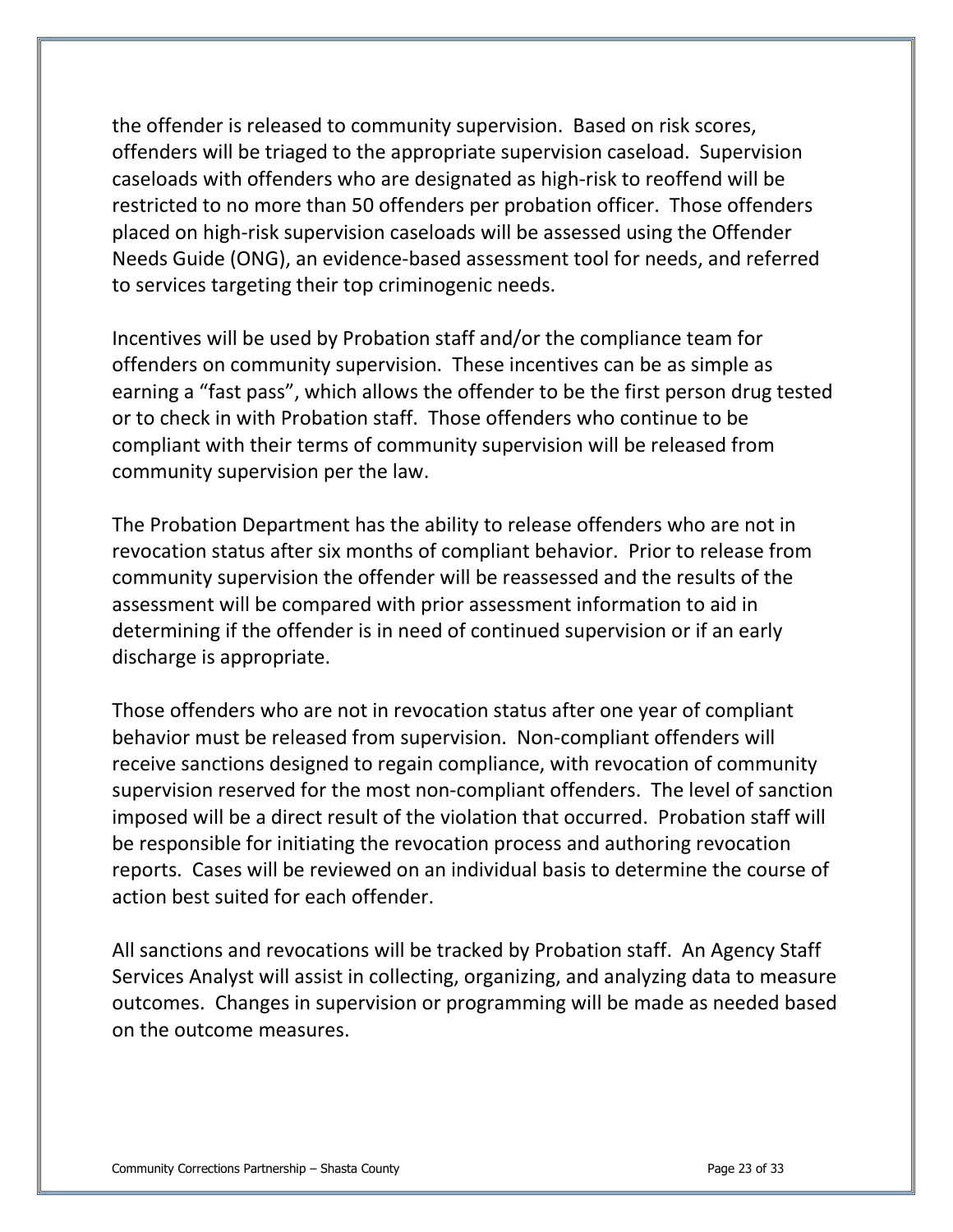the offender is released to community supervision. Based on risk scores, offenders will be triaged to the appropriate supervision caseload. Supervision caseloads with offenders who are designated as high-risk to reoffend will be restricted to no more than 50 offenders per probation officer. Those offenders placed on high-risk supervision caseloads will be assessed using the Offender Needs Guide (ONG), an evidence-based assessment tool for needs, and referred to services targeting their top criminogenic needs.

Incentives will be used by Probation staff and/or the compliance team for offenders on community supervision. These incentives can be as simple as earning a "fast pass", which allows the offender to be the first person drug tested or to check in with Probation staff. Those offenders who continue to be compliant with their terms of community supervision will be released from community supervision per the law.

The Probation Department has the ability to release offenders who are not in revocation status after six months of compliant behavior. Prior to release from community supervision the offender will be reassessed and the results of the assessment will be compared with prior assessment information to aid in determining if the offender is in need of continued supervision or if an early discharge is appropriate.

Those offenders who are not in revocation status after one year of compliant behavior must be released from supervision. Non-compliant offenders will receive sanctions designed to regain compliance, with revocation of community supervision reserved for the most non-compliant offenders. The level of sanction imposed will be a direct result of the violation that occurred. Probation staff will be responsible for initiating the revocation process and authoring revocation reports. Cases will be reviewed on an individual basis to determine the course of action best suited for each offender.

All sanctions and revocations will be tracked by Probation staff. An Agency Staff Services Analyst will assist in collecting, organizing, and analyzing data to measure outcomes. Changes in supervision or programming will be made as needed based on the outcome measures.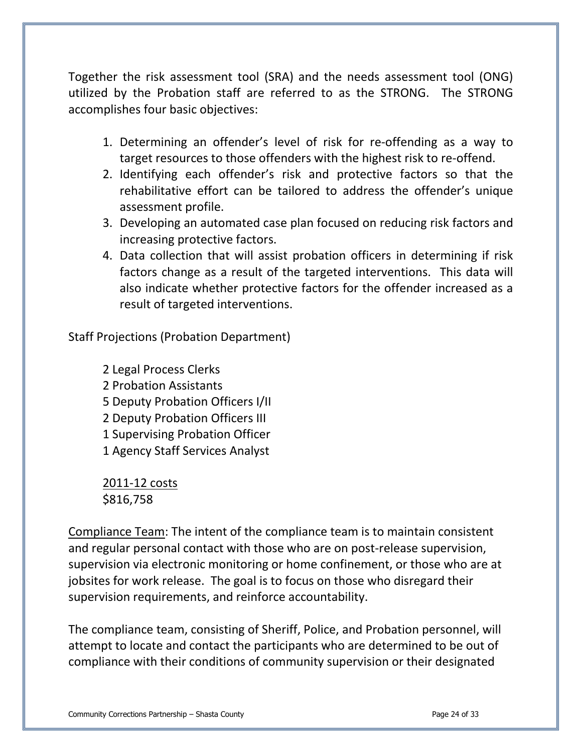Together the risk assessment tool (SRA) and the needs assessment tool (ONG) utilized by the Probation staff are referred to as the STRONG. The STRONG accomplishes four basic objectives:

1. Determining an offender's level of risk for re-offending as a way to target resources to those offenders with the highest risk to re-offend.
2. Identifying each offender's risk and protective factors so that the rehabilitative effort can be tailored to address the offender's unique assessment profile.
3. Developing an automated case plan focused on reducing risk factors and increasing protective factors.
4. Data collection that will assist probation officers in determining if risk factors change as a result of the targeted interventions. This data will also indicate whether protective factors for the offender increased as a result of targeted interventions.

Staff Projections (Probation Department)

2 Legal Process Clerks
2 Probation Assistants
5 Deputy Probation Officers I/II
2 Deputy Probation Officers III
1 Supervising Probation Officer
1 Agency Staff Services Analyst

<u>2011-12 costs</u>
$816,758

<u>Compliance Team</u>: The intent of the compliance team is to maintain consistent and regular personal contact with those who are on post-release supervision, supervision via electronic monitoring or home confinement, or those who are at jobsites for work release. The goal is to focus on those who disregard their supervision requirements, and reinforce accountability.

The compliance team, consisting of Sheriff, Police, and Probation personnel, will attempt to locate and contact the participants who are determined to be out of compliance with their conditions of community supervision or their designated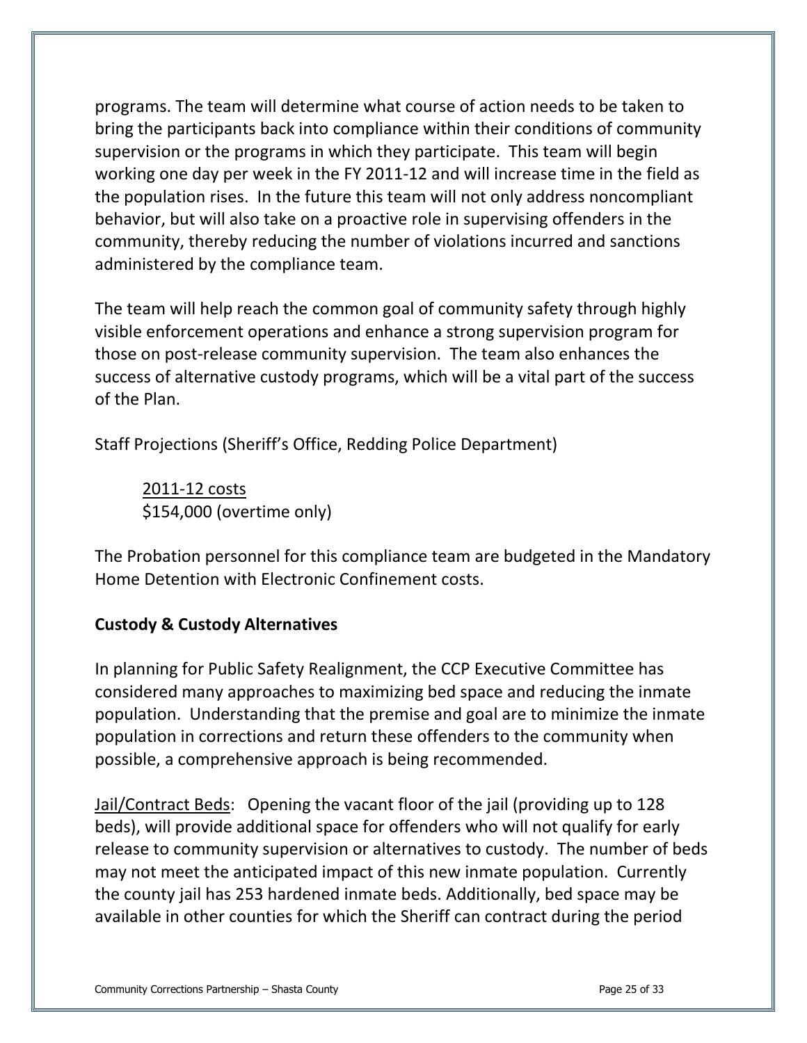programs. The team will determine what course of action needs to be taken to bring the participants back into compliance within their conditions of community supervision or the programs in which they participate. This team will begin working one day per week in the FY 2011-12 and will increase time in the field as the population rises. In the future this team will not only address noncompliant behavior, but will also take on a proactive role in supervising offenders in the community, thereby reducing the number of violations incurred and sanctions administered by the compliance team.

The team will help reach the common goal of community safety through highly visible enforcement operations and enhance a strong supervision program for those on post-release community supervision. The team also enhances the success of alternative custody programs, which will be a vital part of the success of the Plan.

Staff Projections (Sheriff's Office, Redding Police Department)

> <u>2011-12 costs</u>
> $154,000 (overtime only)

The Probation personnel for this compliance team are budgeted in the Mandatory Home Detention with Electronic Confinement costs.

**Custody & Custody Alternatives**

In planning for Public Safety Realignment, the CCP Executive Committee has considered many approaches to maximizing bed space and reducing the inmate population. Understanding that the premise and goal are to minimize the inmate population in corrections and return these offenders to the community when possible, a comprehensive approach is being recommended.

<u>Jail/Contract Beds</u>: Opening the vacant floor of the jail (providing up to 128 beds), will provide additional space for offenders who will not qualify for early release to community supervision or alternatives to custody. The number of beds may not meet the anticipated impact of this new inmate population. Currently the county jail has 253 hardened inmate beds. Additionally, bed space may be available in other counties for which the Sheriff can contract during the period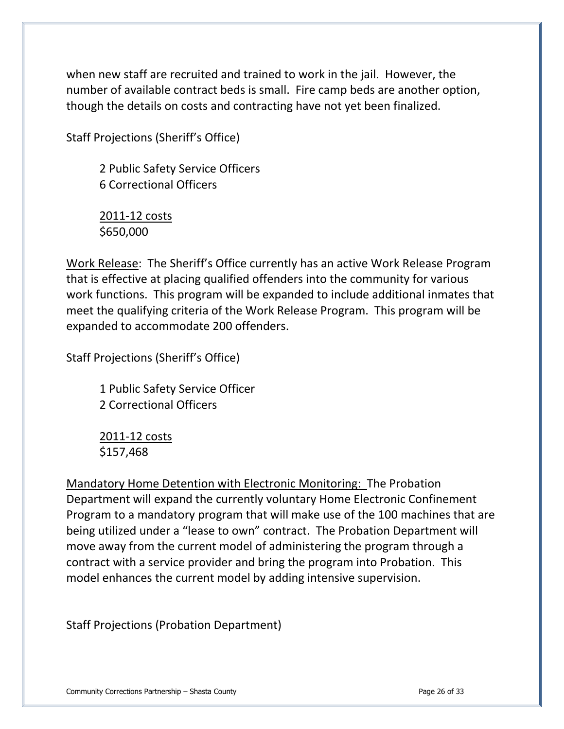when new staff are recruited and trained to work in the jail. However, the number of available contract beds is small. Fire camp beds are another option, though the details on costs and contracting have not yet been finalized.

Staff Projections (Sheriff's Office)

> 2 Public Safety Service Officers
> 6 Correctional Officers
>
> <u>2011-12 costs</u>
> $650,000

<u>Work Release</u>: The Sheriff's Office currently has an active Work Release Program that is effective at placing qualified offenders into the community for various work functions. This program will be expanded to include additional inmates that meet the qualifying criteria of the Work Release Program. This program will be expanded to accommodate 200 offenders.

Staff Projections (Sheriff's Office)

> 1 Public Safety Service Officer
> 2 Correctional Officers
>
> <u>2011-12 costs</u>
> $157,468

<u>Mandatory Home Detention with Electronic Monitoring:</u> The Probation Department will expand the currently voluntary Home Electronic Confinement Program to a mandatory program that will make use of the 100 machines that are being utilized under a "lease to own" contract. The Probation Department will move away from the current model of administering the program through a contract with a service provider and bring the program into Probation. This model enhances the current model by adding intensive supervision.

Staff Projections (Probation Department)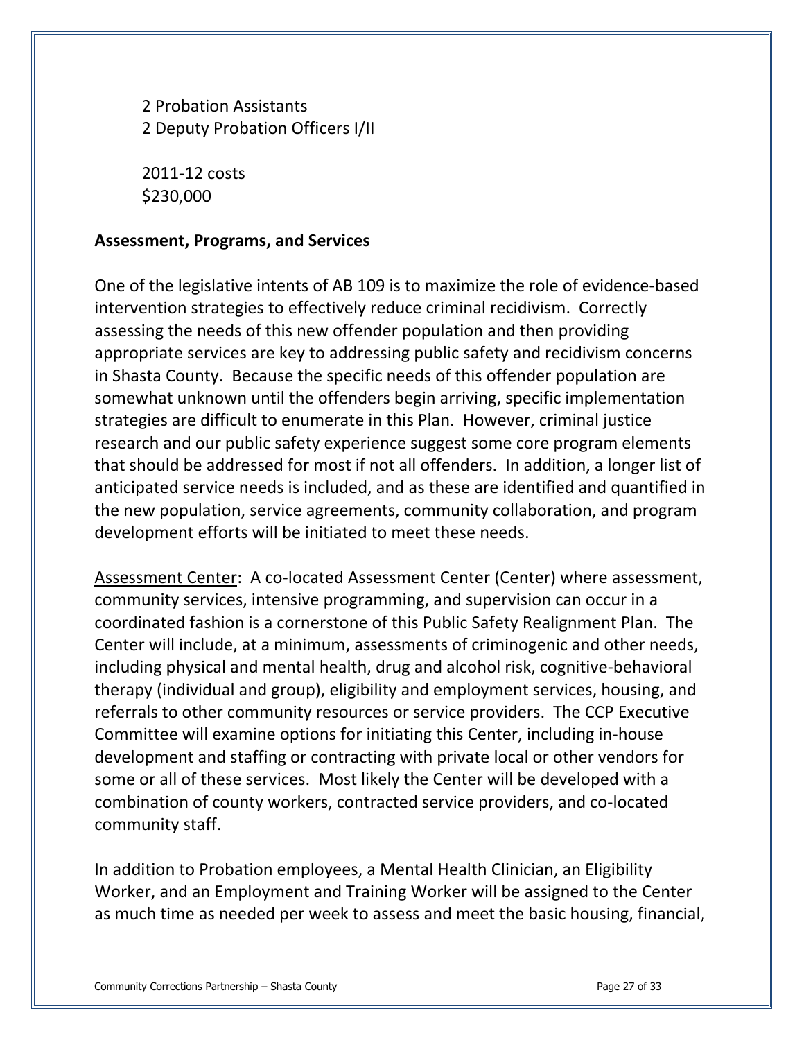2 Probation Assistants
2 Deputy Probation Officers I/II

<u>2011-12 costs</u>
$230,000

**Assessment, Programs, and Services**

One of the legislative intents of AB 109 is to maximize the role of evidence-based intervention strategies to effectively reduce criminal recidivism. Correctly assessing the needs of this new offender population and then providing appropriate services are key to addressing public safety and recidivism concerns in Shasta County. Because the specific needs of this offender population are somewhat unknown until the offenders begin arriving, specific implementation strategies are difficult to enumerate in this Plan. However, criminal justice research and our public safety experience suggest some core program elements that should be addressed for most if not all offenders. In addition, a longer list of anticipated service needs is included, and as these are identified and quantified in the new population, service agreements, community collaboration, and program development efforts will be initiated to meet these needs.

<u>Assessment Center</u>: A co-located Assessment Center (Center) where assessment, community services, intensive programming, and supervision can occur in a coordinated fashion is a cornerstone of this Public Safety Realignment Plan. The Center will include, at a minimum, assessments of criminogenic and other needs, including physical and mental health, drug and alcohol risk, cognitive-behavioral therapy (individual and group), eligibility and employment services, housing, and referrals to other community resources or service providers. The CCP Executive Committee will examine options for initiating this Center, including in-house development and staffing or contracting with private local or other vendors for some or all of these services. Most likely the Center will be developed with a combination of county workers, contracted service providers, and co-located community staff.

In addition to Probation employees, a Mental Health Clinician, an Eligibility Worker, and an Employment and Training Worker will be assigned to the Center as much time as needed per week to assess and meet the basic housing, financial,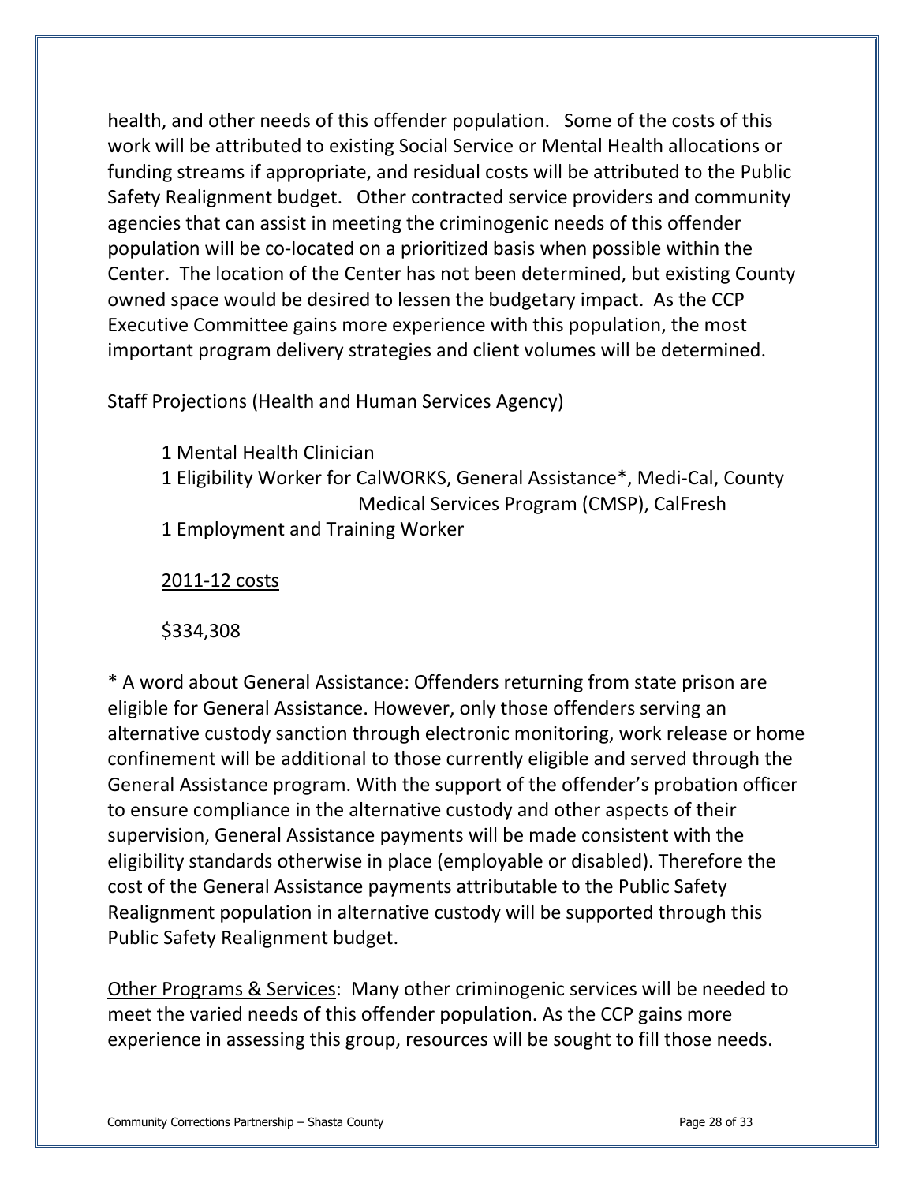health, and other needs of this offender population. Some of the costs of this work will be attributed to existing Social Service or Mental Health allocations or funding streams if appropriate, and residual costs will be attributed to the Public Safety Realignment budget. Other contracted service providers and community agencies that can assist in meeting the criminogenic needs of this offender population will be co-located on a prioritized basis when possible within the Center. The location of the Center has not been determined, but existing County owned space would be desired to lessen the budgetary impact. As the CCP Executive Committee gains more experience with this population, the most important program delivery strategies and client volumes will be determined.

Staff Projections (Health and Human Services Agency)

1 Mental Health Clinician
1 Eligibility Worker for CalWORKS, General Assistance*, Medi-Cal, County Medical Services Program (CMSP), CalFresh
1 Employment and Training Worker

2011-12 costs

$334,308

* A word about General Assistance: Offenders returning from state prison are eligible for General Assistance. However, only those offenders serving an alternative custody sanction through electronic monitoring, work release or home confinement will be additional to those currently eligible and served through the General Assistance program. With the support of the offender's probation officer to ensure compliance in the alternative custody and other aspects of their supervision, General Assistance payments will be made consistent with the eligibility standards otherwise in place (employable or disabled). Therefore the cost of the General Assistance payments attributable to the Public Safety Realignment population in alternative custody will be supported through this Public Safety Realignment budget.

Other Programs & Services: Many other criminogenic services will be needed to meet the varied needs of this offender population. As the CCP gains more experience in assessing this group, resources will be sought to fill those needs.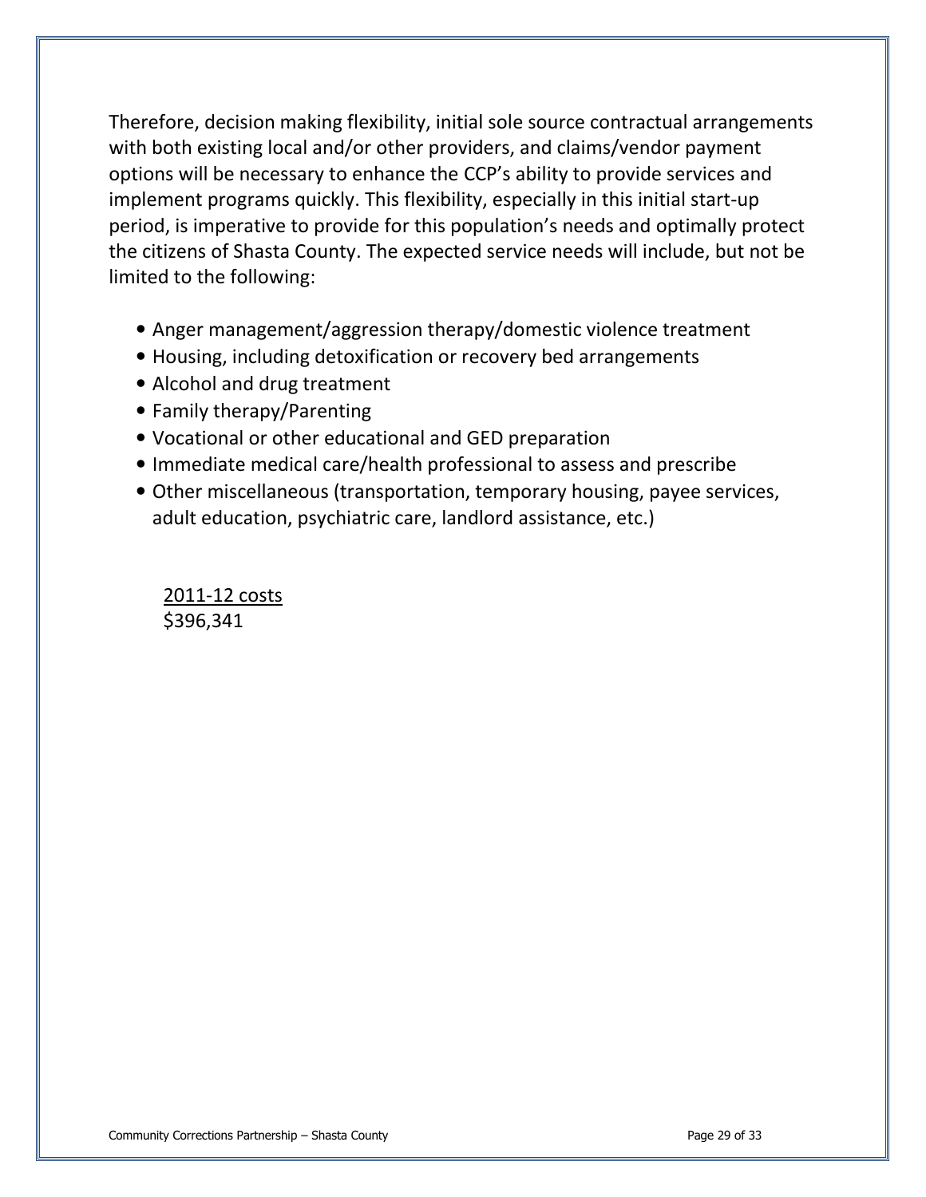Therefore, decision making flexibility, initial sole source contractual arrangements with both existing local and/or other providers, and claims/vendor payment options will be necessary to enhance the CCP's ability to provide services and implement programs quickly. This flexibility, especially in this initial start-up period, is imperative to provide for this population's needs and optimally protect the citizens of Shasta County. The expected service needs will include, but not be limited to the following:

- Anger management/aggression therapy/domestic violence treatment
- Housing, including detoxification or recovery bed arrangements
- Alcohol and drug treatment
- Family therapy/Parenting
- Vocational or other educational and GED preparation
- Immediate medical care/health professional to assess and prescribe
- Other miscellaneous (transportation, temporary housing, payee services, adult education, psychiatric care, landlord assistance, etc.)

<u>2011-12 costs</u>
$396,341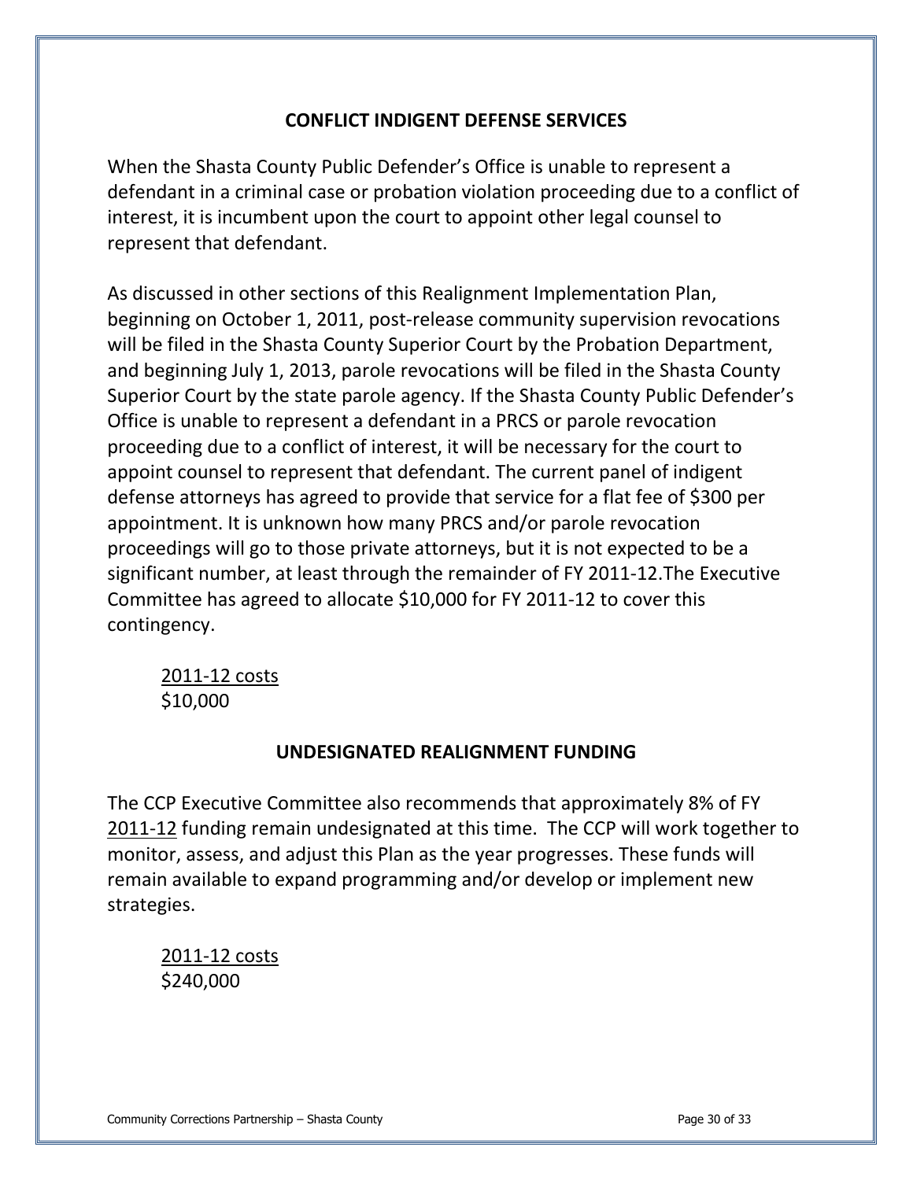## CONFLICT INDIGENT DEFENSE SERVICES

When the Shasta County Public Defender's Office is unable to represent a defendant in a criminal case or probation violation proceeding due to a conflict of interest, it is incumbent upon the court to appoint other legal counsel to represent that defendant.

As discussed in other sections of this Realignment Implementation Plan, beginning on October 1, 2011, post-release community supervision revocations will be filed in the Shasta County Superior Court by the Probation Department, and beginning July 1, 2013, parole revocations will be filed in the Shasta County Superior Court by the state parole agency. If the Shasta County Public Defender's Office is unable to represent a defendant in a PRCS or parole revocation proceeding due to a conflict of interest, it will be necessary for the court to appoint counsel to represent that defendant. The current panel of indigent defense attorneys has agreed to provide that service for a flat fee of $300 per appointment. It is unknown how many PRCS and/or parole revocation proceedings will go to those private attorneys, but it is not expected to be a significant number, at least through the remainder of FY 2011-12.The Executive Committee has agreed to allocate $10,000 for FY 2011-12 to cover this contingency.

2011-12 costs
$10,000

## UNDESIGNATED REALIGNMENT FUNDING

The CCP Executive Committee also recommends that approximately 8% of FY 2011-12 funding remain undesignated at this time. The CCP will work together to monitor, assess, and adjust this Plan as the year progresses. These funds will remain available to expand programming and/or develop or implement new strategies.

2011-12 costs
$240,000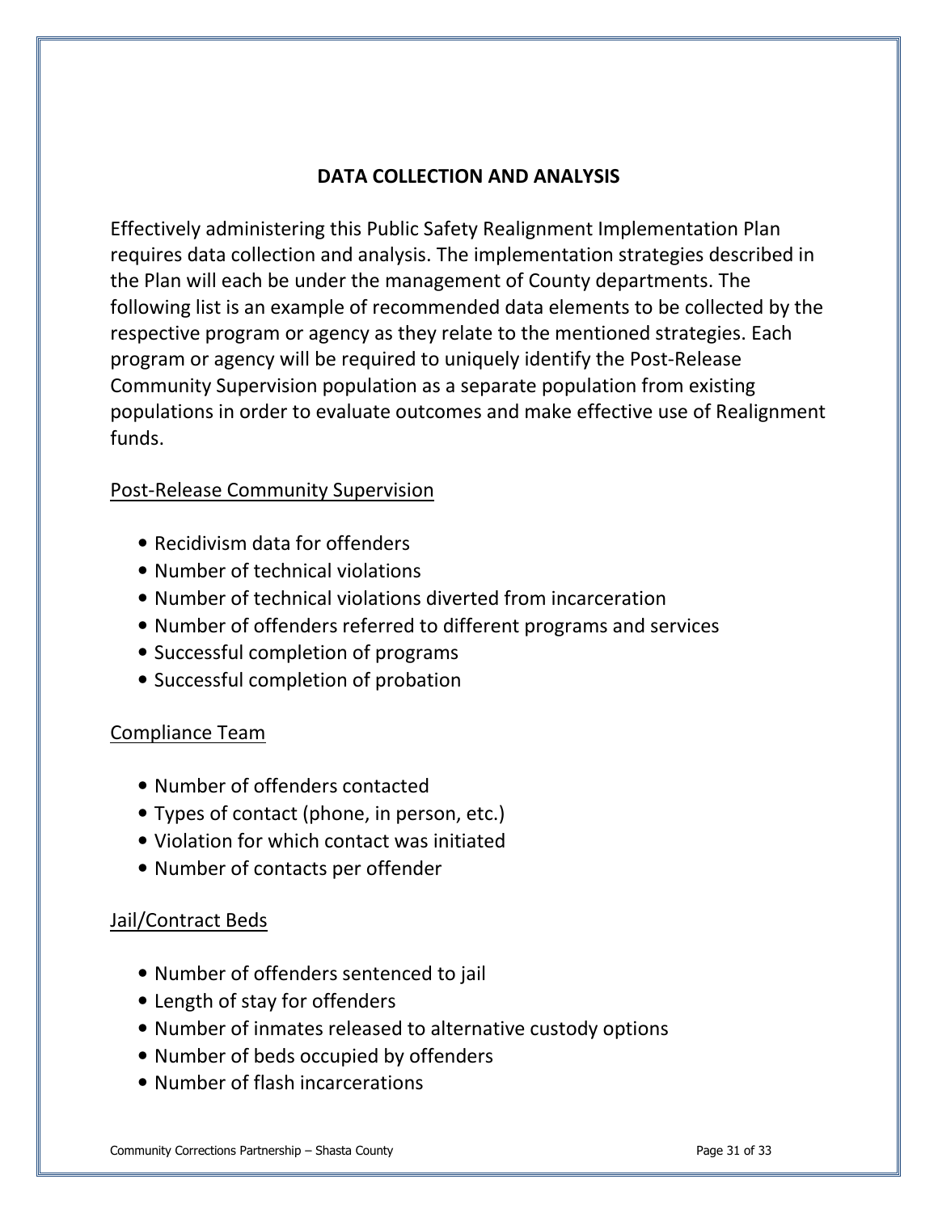## DATA COLLECTION AND ANALYSIS

Effectively administering this Public Safety Realignment Implementation Plan requires data collection and analysis. The implementation strategies described in the Plan will each be under the management of County departments. The following list is an example of recommended data elements to be collected by the respective program or agency as they relate to the mentioned strategies. Each program or agency will be required to uniquely identify the Post-Release Community Supervision population as a separate population from existing populations in order to evaluate outcomes and make effective use of Realignment funds.

<u>Post-Release Community Supervision</u>

- Recidivism data for offenders
- Number of technical violations
- Number of technical violations diverted from incarceration
- Number of offenders referred to different programs and services
- Successful completion of programs
- Successful completion of probation

<u>Compliance Team</u>

- Number of offenders contacted
- Types of contact (phone, in person, etc.)
- Violation for which contact was initiated
- Number of contacts per offender

<u>Jail/Contract Beds</u>

- Number of offenders sentenced to jail
- Length of stay for offenders
- Number of inmates released to alternative custody options
- Number of beds occupied by offenders
- Number of flash incarcerations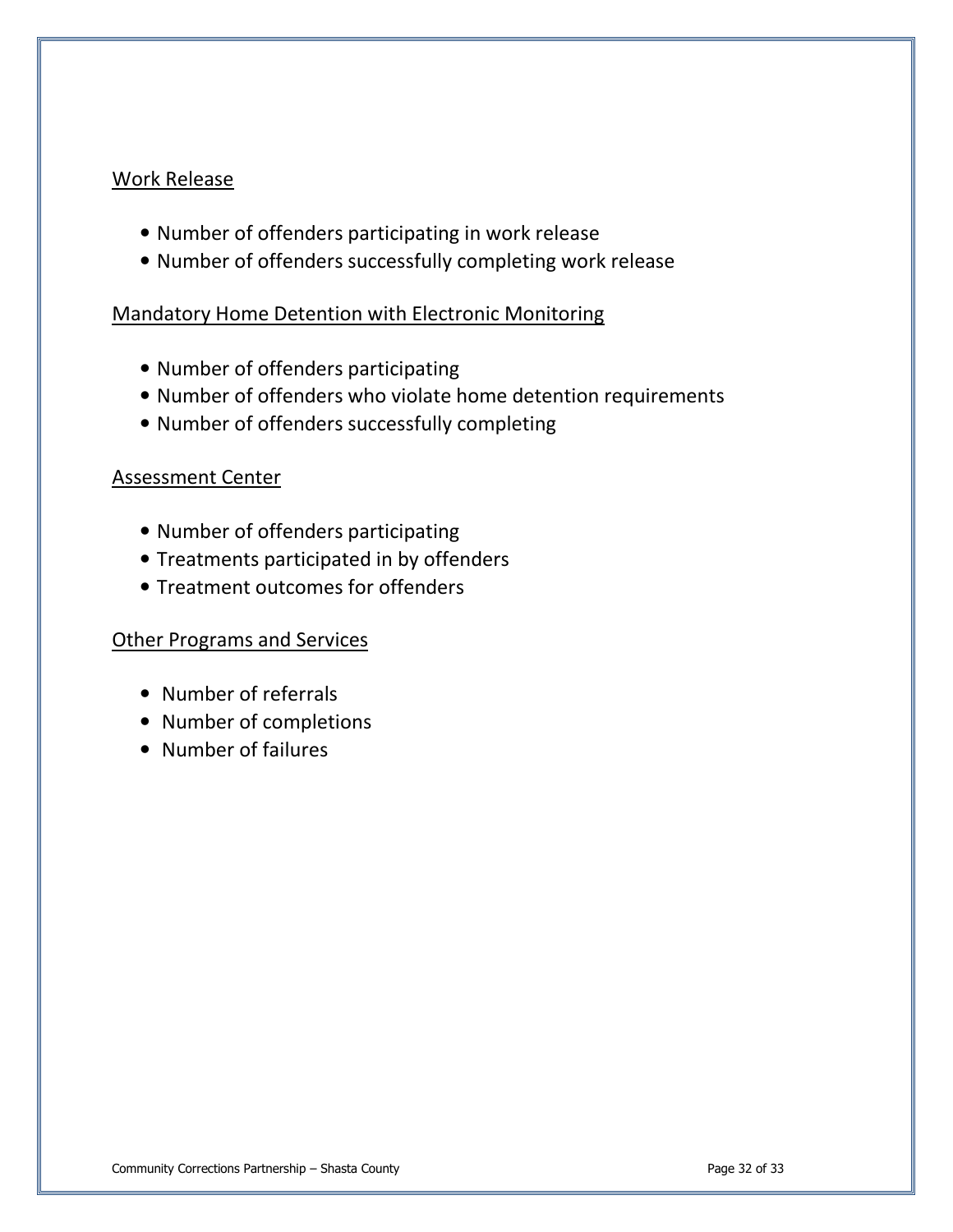Work Release

- Number of offenders participating in work release
- Number of offenders successfully completing work release

Mandatory Home Detention with Electronic Monitoring

- Number of offenders participating
- Number of offenders who violate home detention requirements
- Number of offenders successfully completing

Assessment Center

- Number of offenders participating
- Treatments participated in by offenders
- Treatment outcomes for offenders

Other Programs and Services

- Number of referrals
- Number of completions
- Number of failures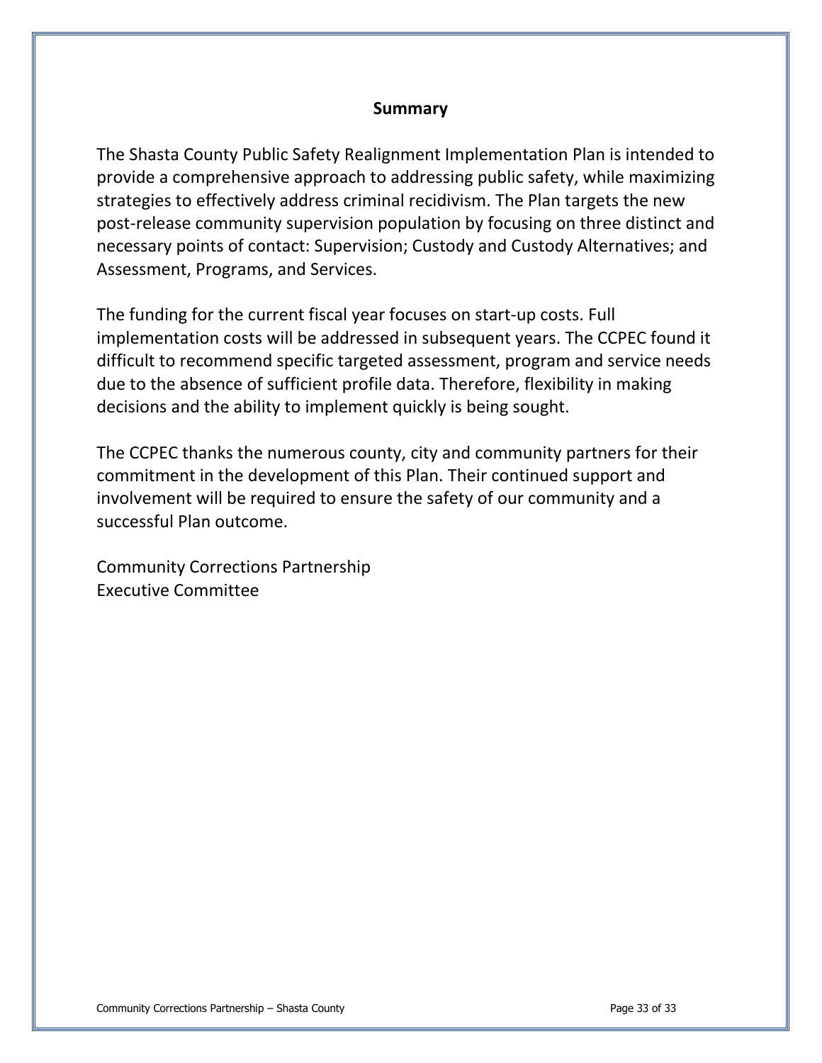## Summary

The Shasta County Public Safety Realignment Implementation Plan is intended to provide a comprehensive approach to addressing public safety, while maximizing strategies to effectively address criminal recidivism. The Plan targets the new post-release community supervision population by focusing on three distinct and necessary points of contact: Supervision; Custody and Custody Alternatives; and Assessment, Programs, and Services.

The funding for the current fiscal year focuses on start-up costs. Full implementation costs will be addressed in subsequent years. The CCPEC found it difficult to recommend specific targeted assessment, program and service needs due to the absence of sufficient profile data. Therefore, flexibility in making decisions and the ability to implement quickly is being sought.

The CCPEC thanks the numerous county, city and community partners for their commitment in the development of this Plan. Their continued support and involvement will be required to ensure the safety of our community and a successful Plan outcome.

Community Corrections Partnership
Executive Committee